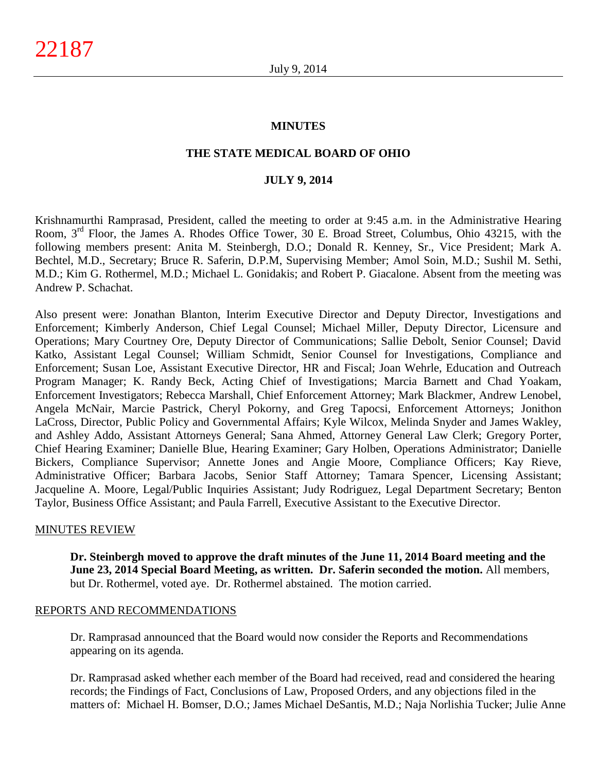**MINUTES**

**THE STATE MEDICAL BOARD OF OHIO**

**JULY 9, 2014**

Krishnamurthi Ramprasad, President, called the meeting to order at 9:45 a.m. in the Administrative Hearing Room, 3rd Floor, the James A. Rhodes Office Tower, 30 E. Broad Street, Columbus, Ohio 43215, with the following members present: Anita M. Steinbergh, D.O.; Donald R. Kenney, Sr., Vice President; Mark A. Bechtel, M.D., Secretary; Bruce R. Saferin, D.P.M, Supervising Member; Amol Soin, M.D.; Sushil M. Sethi, M.D.; Kim G. Rothermel, M.D.; Michael L. Gonidakis; and Robert P. Giacalone. Absent from the meeting was Andrew P. Schachat.

Also present were: Jonathan Blanton, Interim Executive Director and Deputy Director, Investigations and Enforcement; Kimberly Anderson, Chief Legal Counsel; Michael Miller, Deputy Director, Licensure and Operations; Mary Courtney Ore, Deputy Director of Communications; Sallie Debolt, Senior Counsel; David Katko, Assistant Legal Counsel; William Schmidt, Senior Counsel for Investigations, Compliance and Enforcement; Susan Loe, Assistant Executive Director, HR and Fiscal; Joan Wehrle, Education and Outreach Program Manager; K. Randy Beck, Acting Chief of Investigations; Marcia Barnett and Chad Yoakam, Enforcement Investigators; Rebecca Marshall, Chief Enforcement Attorney; Mark Blackmer, Andrew Lenobel, Angela McNair, Marcie Pastrick, Cheryl Pokorny, and Greg Tapocsi, Enforcement Attorneys; Jonithon LaCross, Director, Public Policy and Governmental Affairs; Kyle Wilcox, Melinda Snyder and James Wakley, and Ashley Addo, Assistant Attorneys General; Sana Ahmed, Attorney General Law Clerk; Gregory Porter, Chief Hearing Examiner; Danielle Blue, Hearing Examiner; Gary Holben, Operations Administrator; Danielle Bickers, Compliance Supervisor; Annette Jones and Angie Moore, Compliance Officers; Kay Rieve, Administrative Officer; Barbara Jacobs, Senior Staff Attorney; Tamara Spencer, Licensing Assistant; Jacqueline A. Moore, Legal/Public Inquiries Assistant; Judy Rodriguez, Legal Department Secretary; Benton Taylor, Business Office Assistant; and Paula Farrell, Executive Assistant to the Executive Director.

## MINUTES REVIEW

**Dr. Steinbergh moved to approve the draft minutes of the June 11, 2014 Board meeting and the June 23, 2014 Special Board Meeting, as written. Dr. Saferin seconded the motion.** All members, but Dr. Rothermel, voted aye. Dr. Rothermel abstained. The motion carried.

## REPORTS AND RECOMMENDATIONS

Dr. Ramprasad announced that the Board would now consider the Reports and Recommendations appearing on its agenda.

Dr. Ramprasad asked whether each member of the Board had received, read and considered the hearing records; the Findings of Fact, Conclusions of Law, Proposed Orders, and any objections filed in the matters of: Michael H. Bomser, D.O.; James Michael DeSantis, M.D.; Naja Norlishia Tucker; Julie Anne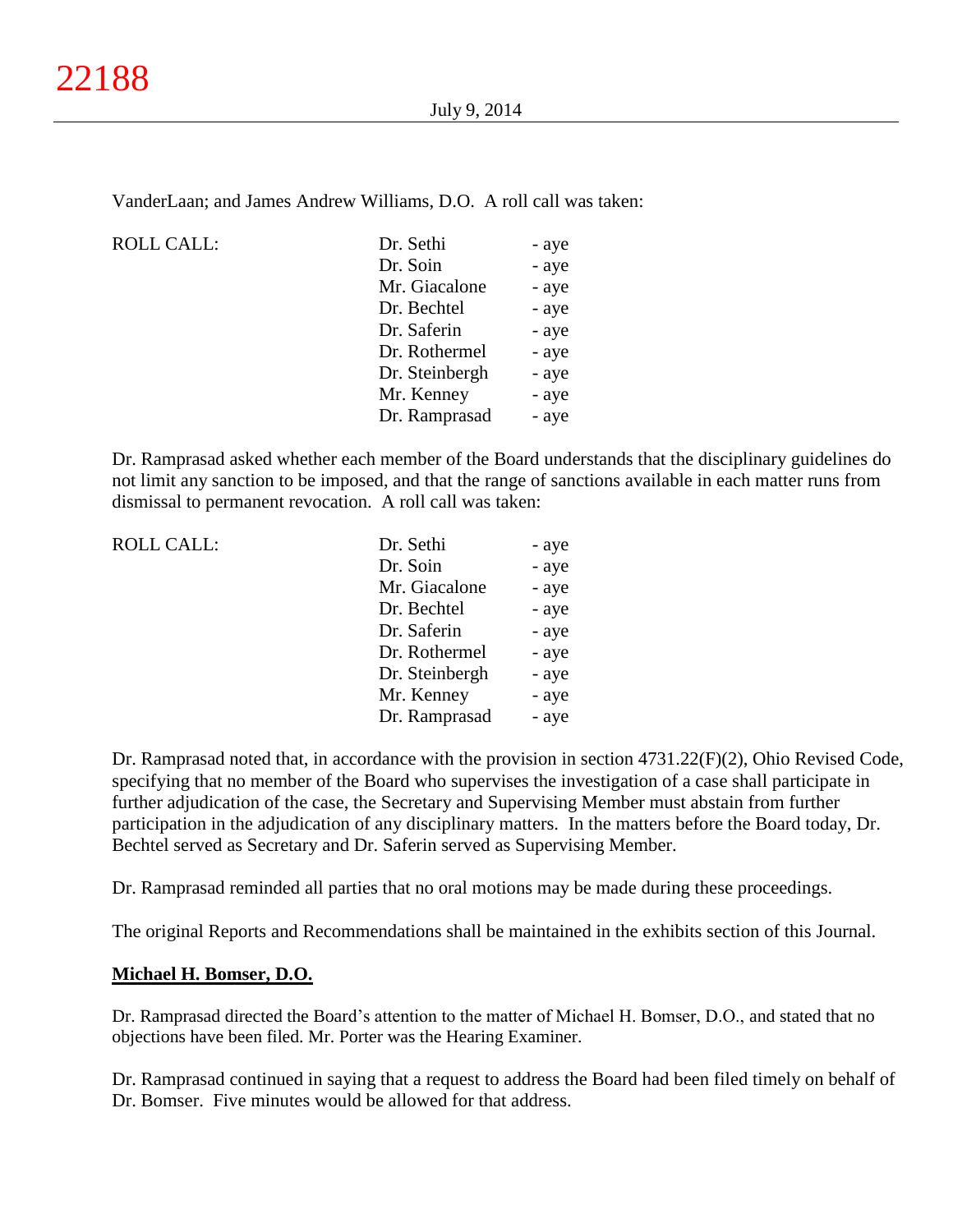VanderLaan; and James Andrew Williams, D.O. A roll call was taken:

| ROLL CALL: | | |
|---|---|---|
| | Dr. Sethi | - aye |
| | Dr. Soin | - aye |
| | Mr. Giacalone | - aye |
| | Dr. Bechtel | - aye |
| | Dr. Saferin | - aye |
| | Dr. Rothermel | - aye |
| | Dr. Steinbergh | - aye |
| | Mr. Kenney | - aye |
| | Dr. Ramprasad | - aye |

Dr. Ramprasad asked whether each member of the Board understands that the disciplinary guidelines do not limit any sanction to be imposed, and that the range of sanctions available in each matter runs from dismissal to permanent revocation. A roll call was taken:

| ROLL CALL: | | |
|---|---|---|
| | Dr. Sethi | - aye |
| | Dr. Soin | - aye |
| | Mr. Giacalone | - aye |
| | Dr. Bechtel | - aye |
| | Dr. Saferin | - aye |
| | Dr. Rothermel | - aye |
| | Dr. Steinbergh | - aye |
| | Mr. Kenney | - aye |
| | Dr. Ramprasad | - aye |

Dr. Ramprasad noted that, in accordance with the provision in section 4731.22(F)(2), Ohio Revised Code, specifying that no member of the Board who supervises the investigation of a case shall participate in further adjudication of the case, the Secretary and Supervising Member must abstain from further participation in the adjudication of any disciplinary matters. In the matters before the Board today, Dr. Bechtel served as Secretary and Dr. Saferin served as Supervising Member.

Dr. Ramprasad reminded all parties that no oral motions may be made during these proceedings.

The original Reports and Recommendations shall be maintained in the exhibits section of this Journal.

**Michael H. Bomser, D.O.**

Dr. Ramprasad directed the Board's attention to the matter of Michael H. Bomser, D.O., and stated that no objections have been filed. Mr. Porter was the Hearing Examiner.

Dr. Ramprasad continued in saying that a request to address the Board had been filed timely on behalf of Dr. Bomser. Five minutes would be allowed for that address.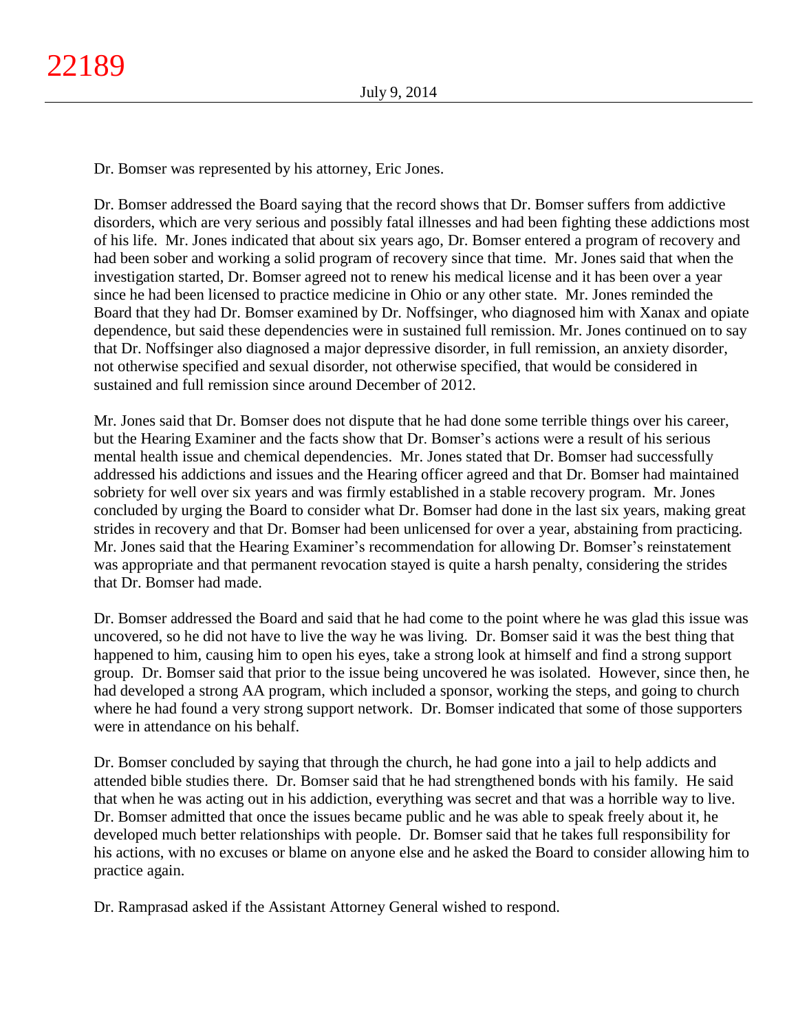Dr. Bomser was represented by his attorney, Eric Jones.

Dr. Bomser addressed the Board saying that the record shows that Dr. Bomser suffers from addictive disorders, which are very serious and possibly fatal illnesses and had been fighting these addictions most of his life. Mr. Jones indicated that about six years ago, Dr. Bomser entered a program of recovery and had been sober and working a solid program of recovery since that time. Mr. Jones said that when the investigation started, Dr. Bomser agreed not to renew his medical license and it has been over a year since he had been licensed to practice medicine in Ohio or any other state. Mr. Jones reminded the Board that they had Dr. Bomser examined by Dr. Noffsinger, who diagnosed him with Xanax and opiate dependence, but said these dependencies were in sustained full remission. Mr. Jones continued on to say that Dr. Noffsinger also diagnosed a major depressive disorder, in full remission, an anxiety disorder, not otherwise specified and sexual disorder, not otherwise specified, that would be considered in sustained and full remission since around December of 2012.

Mr. Jones said that Dr. Bomser does not dispute that he had done some terrible things over his career, but the Hearing Examiner and the facts show that Dr. Bomser's actions were a result of his serious mental health issue and chemical dependencies. Mr. Jones stated that Dr. Bomser had successfully addressed his addictions and issues and the Hearing officer agreed and that Dr. Bomser had maintained sobriety for well over six years and was firmly established in a stable recovery program. Mr. Jones concluded by urging the Board to consider what Dr. Bomser had done in the last six years, making great strides in recovery and that Dr. Bomser had been unlicensed for over a year, abstaining from practicing. Mr. Jones said that the Hearing Examiner's recommendation for allowing Dr. Bomser's reinstatement was appropriate and that permanent revocation stayed is quite a harsh penalty, considering the strides that Dr. Bomser had made.

Dr. Bomser addressed the Board and said that he had come to the point where he was glad this issue was uncovered, so he did not have to live the way he was living. Dr. Bomser said it was the best thing that happened to him, causing him to open his eyes, take a strong look at himself and find a strong support group. Dr. Bomser said that prior to the issue being uncovered he was isolated. However, since then, he had developed a strong AA program, which included a sponsor, working the steps, and going to church where he had found a very strong support network. Dr. Bomser indicated that some of those supporters were in attendance on his behalf.

Dr. Bomser concluded by saying that through the church, he had gone into a jail to help addicts and attended bible studies there. Dr. Bomser said that he had strengthened bonds with his family. He said that when he was acting out in his addiction, everything was secret and that was a horrible way to live. Dr. Bomser admitted that once the issues became public and he was able to speak freely about it, he developed much better relationships with people. Dr. Bomser said that he takes full responsibility for his actions, with no excuses or blame on anyone else and he asked the Board to consider allowing him to practice again.

Dr. Ramprasad asked if the Assistant Attorney General wished to respond.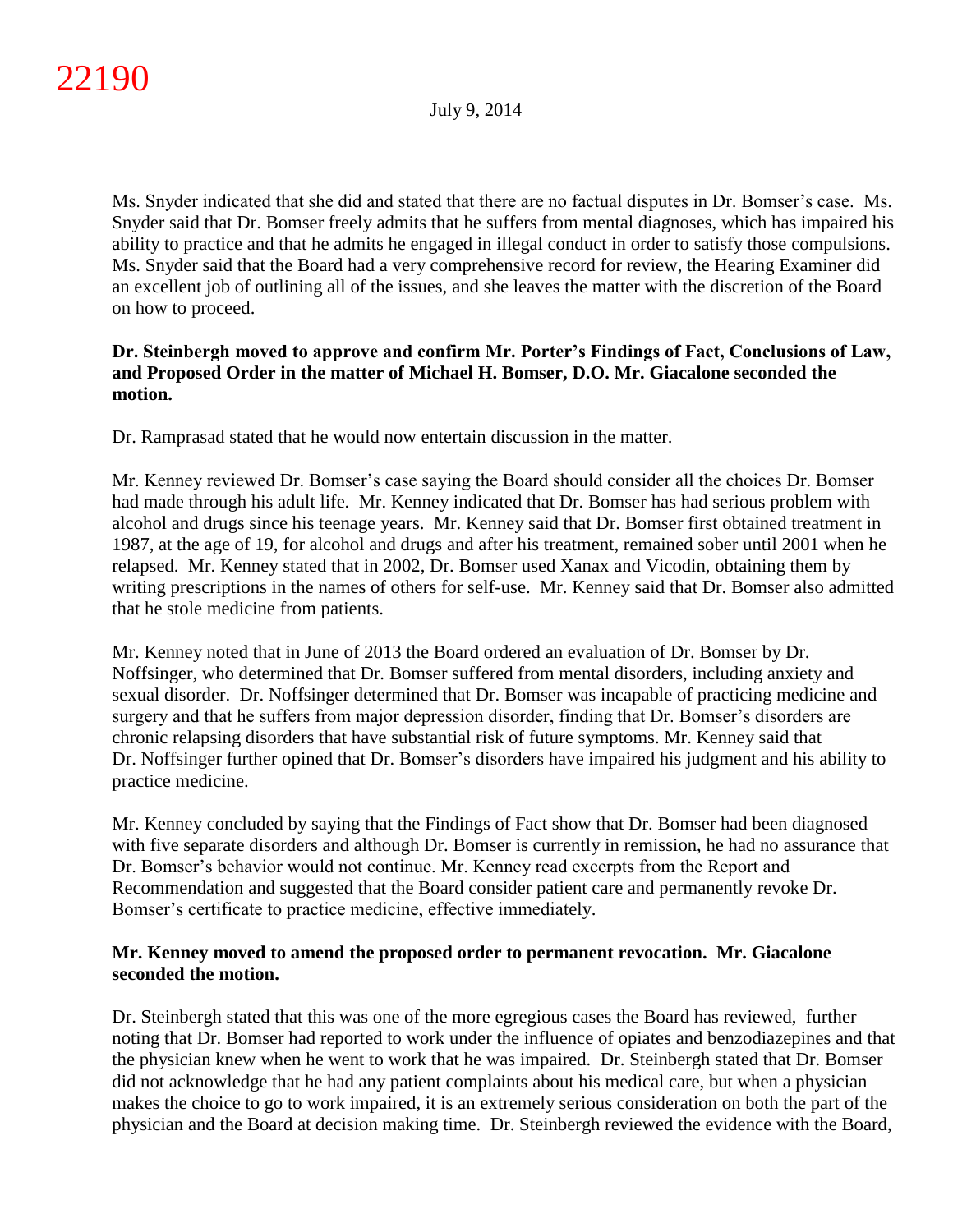Ms. Snyder indicated that she did and stated that there are no factual disputes in Dr. Bomser's case. Ms. Snyder said that Dr. Bomser freely admits that he suffers from mental diagnoses, which has impaired his ability to practice and that he admits he engaged in illegal conduct in order to satisfy those compulsions. Ms. Snyder said that the Board had a very comprehensive record for review, the Hearing Examiner did an excellent job of outlining all of the issues, and she leaves the matter with the discretion of the Board on how to proceed.

**Dr. Steinbergh moved to approve and confirm Mr. Porter's Findings of Fact, Conclusions of Law, and Proposed Order in the matter of Michael H. Bomser, D.O. Mr. Giacalone seconded the motion.**

Dr. Ramprasad stated that he would now entertain discussion in the matter.

Mr. Kenney reviewed Dr. Bomser's case saying the Board should consider all the choices Dr. Bomser had made through his adult life. Mr. Kenney indicated that Dr. Bomser has had serious problem with alcohol and drugs since his teenage years. Mr. Kenney said that Dr. Bomser first obtained treatment in 1987, at the age of 19, for alcohol and drugs and after his treatment, remained sober until 2001 when he relapsed. Mr. Kenney stated that in 2002, Dr. Bomser used Xanax and Vicodin, obtaining them by writing prescriptions in the names of others for self-use. Mr. Kenney said that Dr. Bomser also admitted that he stole medicine from patients.

Mr. Kenney noted that in June of 2013 the Board ordered an evaluation of Dr. Bomser by Dr. Noffsinger, who determined that Dr. Bomser suffered from mental disorders, including anxiety and sexual disorder. Dr. Noffsinger determined that Dr. Bomser was incapable of practicing medicine and surgery and that he suffers from major depression disorder, finding that Dr. Bomser's disorders are chronic relapsing disorders that have substantial risk of future symptoms. Mr. Kenney said that Dr. Noffsinger further opined that Dr. Bomser's disorders have impaired his judgment and his ability to practice medicine.

Mr. Kenney concluded by saying that the Findings of Fact show that Dr. Bomser had been diagnosed with five separate disorders and although Dr. Bomser is currently in remission, he had no assurance that Dr. Bomser's behavior would not continue. Mr. Kenney read excerpts from the Report and Recommendation and suggested that the Board consider patient care and permanently revoke Dr. Bomser's certificate to practice medicine, effective immediately.

**Mr. Kenney moved to amend the proposed order to permanent revocation. Mr. Giacalone seconded the motion.**

Dr. Steinbergh stated that this was one of the more egregious cases the Board has reviewed, further noting that Dr. Bomser had reported to work under the influence of opiates and benzodiazepines and that the physician knew when he went to work that he was impaired. Dr. Steinbergh stated that Dr. Bomser did not acknowledge that he had any patient complaints about his medical care, but when a physician makes the choice to go to work impaired, it is an extremely serious consideration on both the part of the physician and the Board at decision making time. Dr. Steinbergh reviewed the evidence with the Board,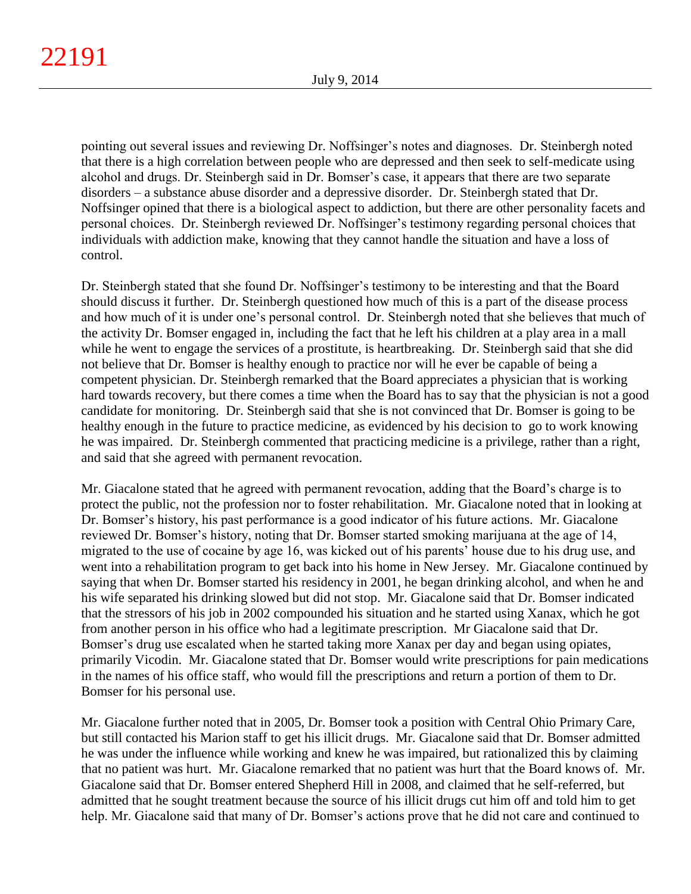pointing out several issues and reviewing Dr. Noffsinger's notes and diagnoses. Dr. Steinbergh noted that there is a high correlation between people who are depressed and then seek to self-medicate using alcohol and drugs. Dr. Steinbergh said in Dr. Bomser's case, it appears that there are two separate disorders – a substance abuse disorder and a depressive disorder. Dr. Steinbergh stated that Dr. Noffsinger opined that there is a biological aspect to addiction, but there are other personality facets and personal choices. Dr. Steinbergh reviewed Dr. Noffsinger's testimony regarding personal choices that individuals with addiction make, knowing that they cannot handle the situation and have a loss of control.

Dr. Steinbergh stated that she found Dr. Noffsinger's testimony to be interesting and that the Board should discuss it further. Dr. Steinbergh questioned how much of this is a part of the disease process and how much of it is under one's personal control. Dr. Steinbergh noted that she believes that much of the activity Dr. Bomser engaged in, including the fact that he left his children at a play area in a mall while he went to engage the services of a prostitute, is heartbreaking. Dr. Steinbergh said that she did not believe that Dr. Bomser is healthy enough to practice nor will he ever be capable of being a competent physician. Dr. Steinbergh remarked that the Board appreciates a physician that is working hard towards recovery, but there comes a time when the Board has to say that the physician is not a good candidate for monitoring. Dr. Steinbergh said that she is not convinced that Dr. Bomser is going to be healthy enough in the future to practice medicine, as evidenced by his decision to go to work knowing he was impaired. Dr. Steinbergh commented that practicing medicine is a privilege, rather than a right, and said that she agreed with permanent revocation.

Mr. Giacalone stated that he agreed with permanent revocation, adding that the Board's charge is to protect the public, not the profession nor to foster rehabilitation. Mr. Giacalone noted that in looking at Dr. Bomser's history, his past performance is a good indicator of his future actions. Mr. Giacalone reviewed Dr. Bomser's history, noting that Dr. Bomser started smoking marijuana at the age of 14, migrated to the use of cocaine by age 16, was kicked out of his parents' house due to his drug use, and went into a rehabilitation program to get back into his home in New Jersey. Mr. Giacalone continued by saying that when Dr. Bomser started his residency in 2001, he began drinking alcohol, and when he and his wife separated his drinking slowed but did not stop. Mr. Giacalone said that Dr. Bomser indicated that the stressors of his job in 2002 compounded his situation and he started using Xanax, which he got from another person in his office who had a legitimate prescription. Mr Giacalone said that Dr. Bomser's drug use escalated when he started taking more Xanax per day and began using opiates, primarily Vicodin. Mr. Giacalone stated that Dr. Bomser would write prescriptions for pain medications in the names of his office staff, who would fill the prescriptions and return a portion of them to Dr. Bomser for his personal use.

Mr. Giacalone further noted that in 2005, Dr. Bomser took a position with Central Ohio Primary Care, but still contacted his Marion staff to get his illicit drugs. Mr. Giacalone said that Dr. Bomser admitted he was under the influence while working and knew he was impaired, but rationalized this by claiming that no patient was hurt. Mr. Giacalone remarked that no patient was hurt that the Board knows of. Mr. Giacalone said that Dr. Bomser entered Shepherd Hill in 2008, and claimed that he self-referred, but admitted that he sought treatment because the source of his illicit drugs cut him off and told him to get help. Mr. Giacalone said that many of Dr. Bomser's actions prove that he did not care and continued to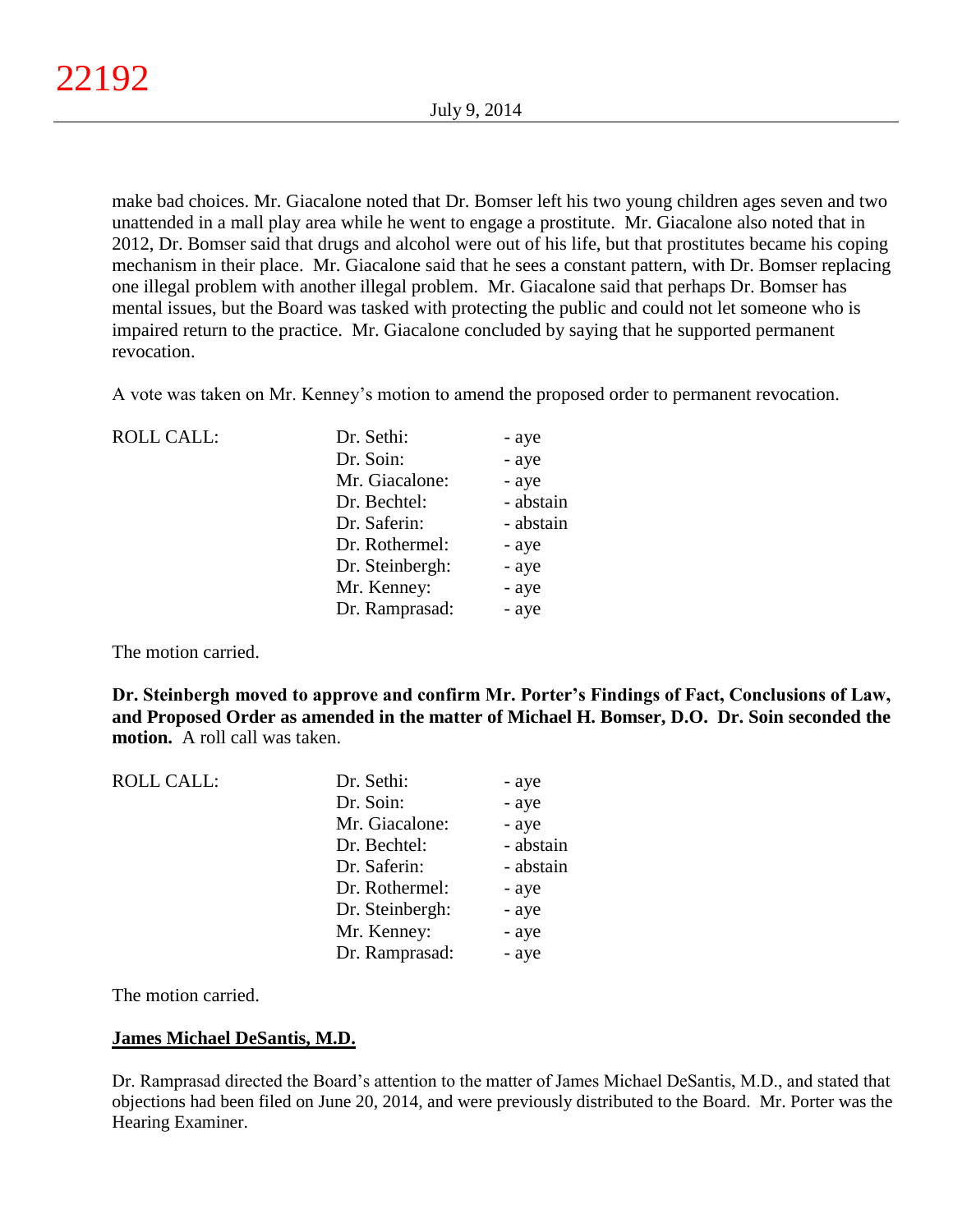make bad choices. Mr. Giacalone noted that Dr. Bomser left his two young children ages seven and two unattended in a mall play area while he went to engage a prostitute. Mr. Giacalone also noted that in 2012, Dr. Bomser said that drugs and alcohol were out of his life, but that prostitutes became his coping mechanism in their place. Mr. Giacalone said that he sees a constant pattern, with Dr. Bomser replacing one illegal problem with another illegal problem. Mr. Giacalone said that perhaps Dr. Bomser has mental issues, but the Board was tasked with protecting the public and could not let someone who is impaired return to the practice. Mr. Giacalone concluded by saying that he supported permanent revocation.

A vote was taken on Mr. Kenney's motion to amend the proposed order to permanent revocation.

| ROLL CALL: | Dr. Sethi: | - aye |
|---|---|---|
| | Dr. Soin: | - aye |
| | Mr. Giacalone: | - aye |
| | Dr. Bechtel: | - abstain |
| | Dr. Saferin: | - abstain |
| | Dr. Rothermel: | - aye |
| | Dr. Steinbergh: | - aye |
| | Mr. Kenney: | - aye |
| | Dr. Ramprasad: | - aye |

The motion carried.

**Dr. Steinbergh moved to approve and confirm Mr. Porter's Findings of Fact, Conclusions of Law, and Proposed Order as amended in the matter of Michael H. Bomser, D.O. Dr. Soin seconded the motion.** A roll call was taken.

| ROLL CALL: | Dr. Sethi: | - aye |
|---|---|---|
| | Dr. Soin: | - aye |
| | Mr. Giacalone: | - aye |
| | Dr. Bechtel: | - abstain |
| | Dr. Saferin: | - abstain |
| | Dr. Rothermel: | - aye |
| | Dr. Steinbergh: | - aye |
| | Mr. Kenney: | - aye |
| | Dr. Ramprasad: | - aye |

The motion carried.

**James Michael DeSantis, M.D.**

Dr. Ramprasad directed the Board's attention to the matter of James Michael DeSantis, M.D., and stated that objections had been filed on June 20, 2014, and were previously distributed to the Board. Mr. Porter was the Hearing Examiner.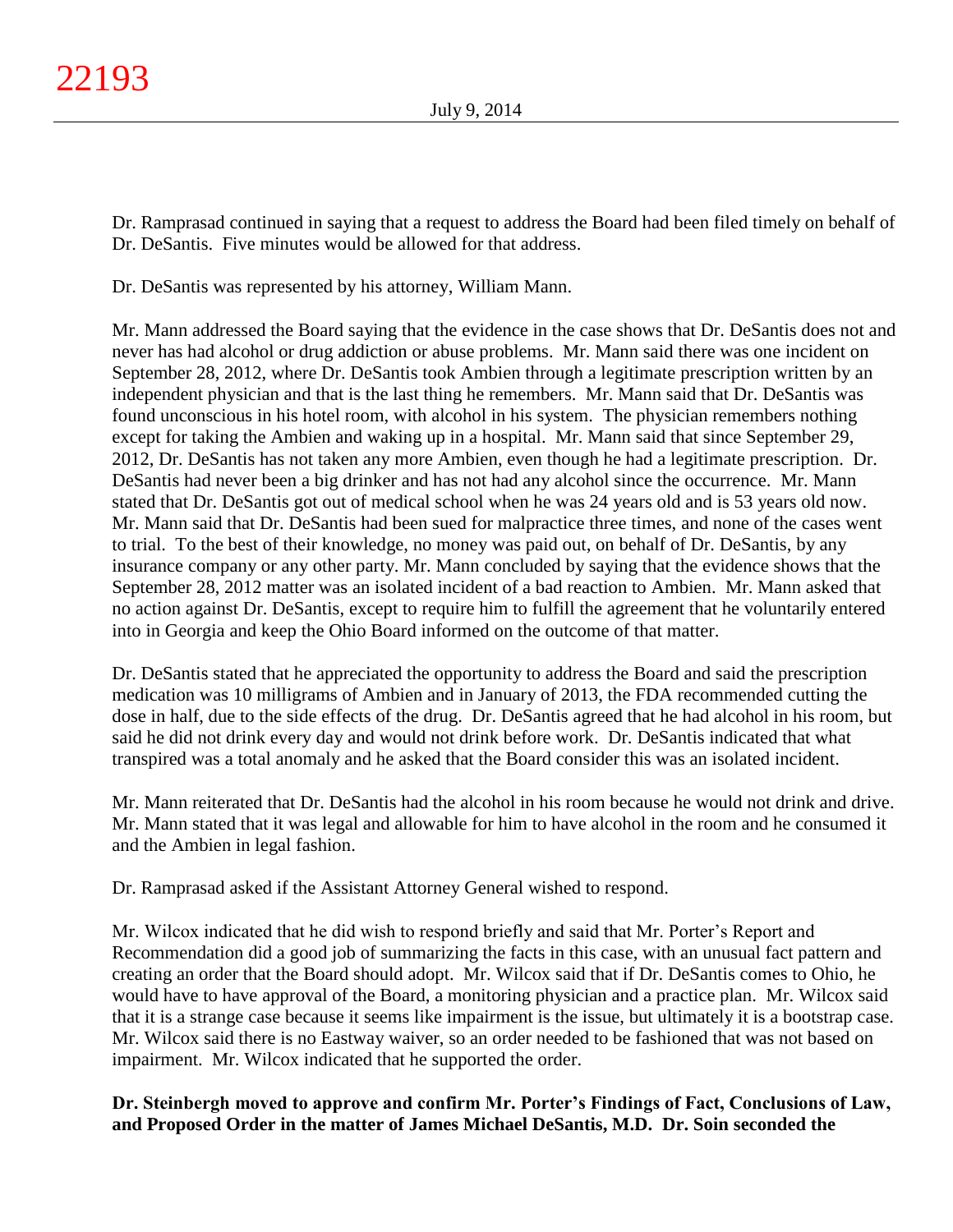Dr. Ramprasad continued in saying that a request to address the Board had been filed timely on behalf of Dr. DeSantis. Five minutes would be allowed for that address.

Dr. DeSantis was represented by his attorney, William Mann.

Mr. Mann addressed the Board saying that the evidence in the case shows that Dr. DeSantis does not and never has had alcohol or drug addiction or abuse problems. Mr. Mann said there was one incident on September 28, 2012, where Dr. DeSantis took Ambien through a legitimate prescription written by an independent physician and that is the last thing he remembers. Mr. Mann said that Dr. DeSantis was found unconscious in his hotel room, with alcohol in his system. The physician remembers nothing except for taking the Ambien and waking up in a hospital. Mr. Mann said that since September 29, 2012, Dr. DeSantis has not taken any more Ambien, even though he had a legitimate prescription. Dr. DeSantis had never been a big drinker and has not had any alcohol since the occurrence. Mr. Mann stated that Dr. DeSantis got out of medical school when he was 24 years old and is 53 years old now. Mr. Mann said that Dr. DeSantis had been sued for malpractice three times, and none of the cases went to trial. To the best of their knowledge, no money was paid out, on behalf of Dr. DeSantis, by any insurance company or any other party. Mr. Mann concluded by saying that the evidence shows that the September 28, 2012 matter was an isolated incident of a bad reaction to Ambien. Mr. Mann asked that no action against Dr. DeSantis, except to require him to fulfill the agreement that he voluntarily entered into in Georgia and keep the Ohio Board informed on the outcome of that matter.

Dr. DeSantis stated that he appreciated the opportunity to address the Board and said the prescription medication was 10 milligrams of Ambien and in January of 2013, the FDA recommended cutting the dose in half, due to the side effects of the drug. Dr. DeSantis agreed that he had alcohol in his room, but said he did not drink every day and would not drink before work. Dr. DeSantis indicated that what transpired was a total anomaly and he asked that the Board consider this was an isolated incident.

Mr. Mann reiterated that Dr. DeSantis had the alcohol in his room because he would not drink and drive. Mr. Mann stated that it was legal and allowable for him to have alcohol in the room and he consumed it and the Ambien in legal fashion.

Dr. Ramprasad asked if the Assistant Attorney General wished to respond.

Mr. Wilcox indicated that he did wish to respond briefly and said that Mr. Porter's Report and Recommendation did a good job of summarizing the facts in this case, with an unusual fact pattern and creating an order that the Board should adopt. Mr. Wilcox said that if Dr. DeSantis comes to Ohio, he would have to have approval of the Board, a monitoring physician and a practice plan. Mr. Wilcox said that it is a strange case because it seems like impairment is the issue, but ultimately it is a bootstrap case. Mr. Wilcox said there is no Eastway waiver, so an order needed to be fashioned that was not based on impairment. Mr. Wilcox indicated that he supported the order.

**Dr. Steinbergh moved to approve and confirm Mr. Porter's Findings of Fact, Conclusions of Law, and Proposed Order in the matter of James Michael DeSantis, M.D. Dr. Soin seconded the**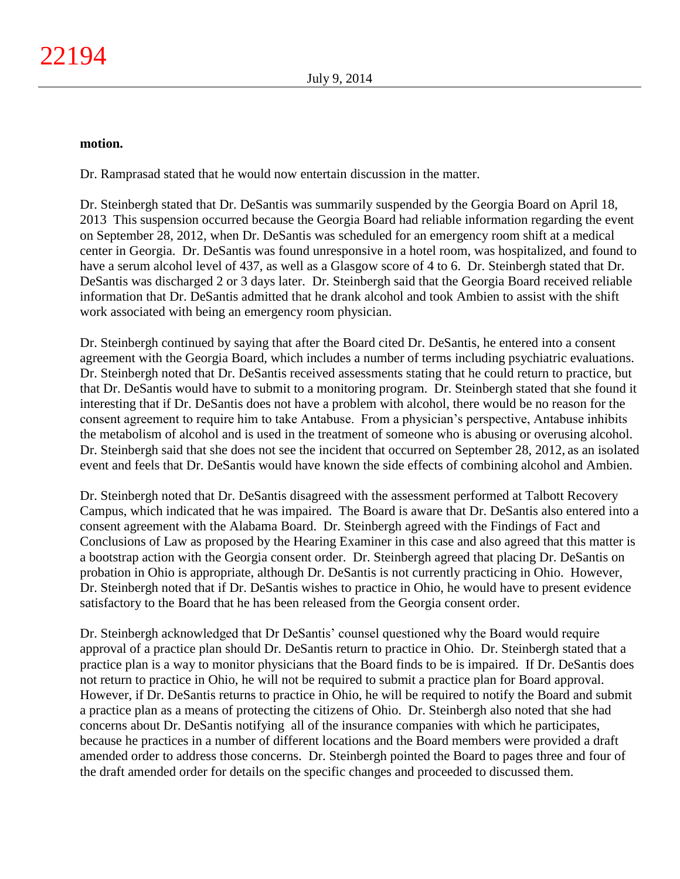**motion.**

Dr. Ramprasad stated that he would now entertain discussion in the matter.

Dr. Steinbergh stated that Dr. DeSantis was summarily suspended by the Georgia Board on April 18, 2013 This suspension occurred because the Georgia Board had reliable information regarding the event on September 28, 2012, when Dr. DeSantis was scheduled for an emergency room shift at a medical center in Georgia. Dr. DeSantis was found unresponsive in a hotel room, was hospitalized, and found to have a serum alcohol level of 437, as well as a Glasgow score of 4 to 6. Dr. Steinbergh stated that Dr. DeSantis was discharged 2 or 3 days later. Dr. Steinbergh said that the Georgia Board received reliable information that Dr. DeSantis admitted that he drank alcohol and took Ambien to assist with the shift work associated with being an emergency room physician.

Dr. Steinbergh continued by saying that after the Board cited Dr. DeSantis, he entered into a consent agreement with the Georgia Board, which includes a number of terms including psychiatric evaluations. Dr. Steinbergh noted that Dr. DeSantis received assessments stating that he could return to practice, but that Dr. DeSantis would have to submit to a monitoring program. Dr. Steinbergh stated that she found it interesting that if Dr. DeSantis does not have a problem with alcohol, there would be no reason for the consent agreement to require him to take Antabuse. From a physician's perspective, Antabuse inhibits the metabolism of alcohol and is used in the treatment of someone who is abusing or overusing alcohol. Dr. Steinbergh said that she does not see the incident that occurred on September 28, 2012, as an isolated event and feels that Dr. DeSantis would have known the side effects of combining alcohol and Ambien.

Dr. Steinbergh noted that Dr. DeSantis disagreed with the assessment performed at Talbott Recovery Campus, which indicated that he was impaired. The Board is aware that Dr. DeSantis also entered into a consent agreement with the Alabama Board. Dr. Steinbergh agreed with the Findings of Fact and Conclusions of Law as proposed by the Hearing Examiner in this case and also agreed that this matter is a bootstrap action with the Georgia consent order. Dr. Steinbergh agreed that placing Dr. DeSantis on probation in Ohio is appropriate, although Dr. DeSantis is not currently practicing in Ohio. However, Dr. Steinbergh noted that if Dr. DeSantis wishes to practice in Ohio, he would have to present evidence satisfactory to the Board that he has been released from the Georgia consent order.

Dr. Steinbergh acknowledged that Dr DeSantis' counsel questioned why the Board would require approval of a practice plan should Dr. DeSantis return to practice in Ohio. Dr. Steinbergh stated that a practice plan is a way to monitor physicians that the Board finds to be is impaired. If Dr. DeSantis does not return to practice in Ohio, he will not be required to submit a practice plan for Board approval. However, if Dr. DeSantis returns to practice in Ohio, he will be required to notify the Board and submit a practice plan as a means of protecting the citizens of Ohio. Dr. Steinbergh also noted that she had concerns about Dr. DeSantis notifying all of the insurance companies with which he participates, because he practices in a number of different locations and the Board members were provided a draft amended order to address those concerns. Dr. Steinbergh pointed the Board to pages three and four of the draft amended order for details on the specific changes and proceeded to discussed them.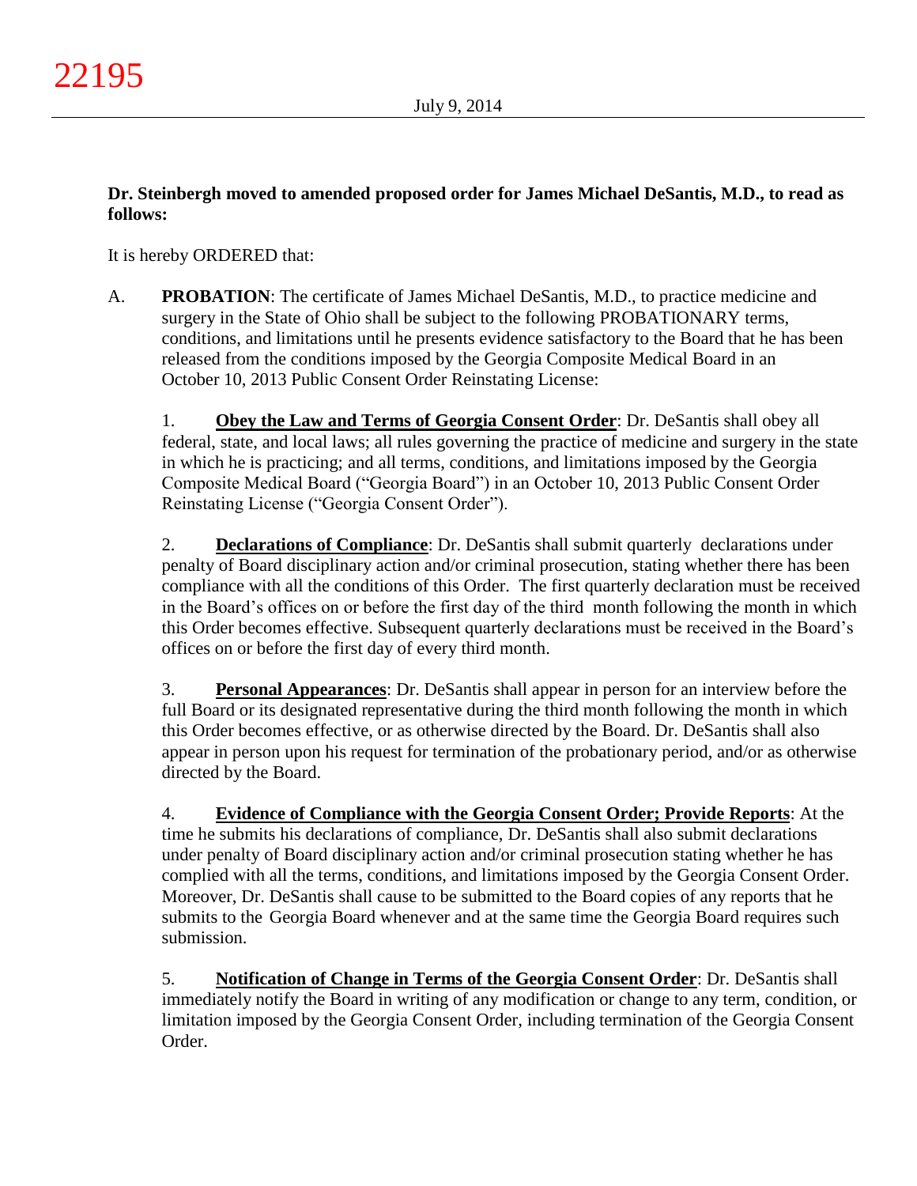**Dr. Steinbergh moved to amended proposed order for James Michael DeSantis, M.D., to read as follows:**

It is hereby ORDERED that:

A. **PROBATION**: The certificate of James Michael DeSantis, M.D., to practice medicine and surgery in the State of Ohio shall be subject to the following PROBATIONARY terms, conditions, and limitations until he presents evidence satisfactory to the Board that he has been released from the conditions imposed by the Georgia Composite Medical Board in an October 10, 2013 Public Consent Order Reinstating License:

1. **Obey the Law and Terms of Georgia Consent Order**: Dr. DeSantis shall obey all federal, state, and local laws; all rules governing the practice of medicine and surgery in the state in which he is practicing; and all terms, conditions, and limitations imposed by the Georgia Composite Medical Board ("Georgia Board") in an October 10, 2013 Public Consent Order Reinstating License ("Georgia Consent Order").

2. **Declarations of Compliance**: Dr. DeSantis shall submit quarterly declarations under penalty of Board disciplinary action and/or criminal prosecution, stating whether there has been compliance with all the conditions of this Order. The first quarterly declaration must be received in the Board's offices on or before the first day of the third month following the month in which this Order becomes effective. Subsequent quarterly declarations must be received in the Board's offices on or before the first day of every third month.

3. **Personal Appearances**: Dr. DeSantis shall appear in person for an interview before the full Board or its designated representative during the third month following the month in which this Order becomes effective, or as otherwise directed by the Board. Dr. DeSantis shall also appear in person upon his request for termination of the probationary period, and/or as otherwise directed by the Board.

4. **Evidence of Compliance with the Georgia Consent Order; Provide Reports**: At the time he submits his declarations of compliance, Dr. DeSantis shall also submit declarations under penalty of Board disciplinary action and/or criminal prosecution stating whether he has complied with all the terms, conditions, and limitations imposed by the Georgia Consent Order. Moreover, Dr. DeSantis shall cause to be submitted to the Board copies of any reports that he submits to the Georgia Board whenever and at the same time the Georgia Board requires such submission.

5. **Notification of Change in Terms of the Georgia Consent Order**: Dr. DeSantis shall immediately notify the Board in writing of any modification or change to any term, condition, or limitation imposed by the Georgia Consent Order, including termination of the Georgia Consent Order.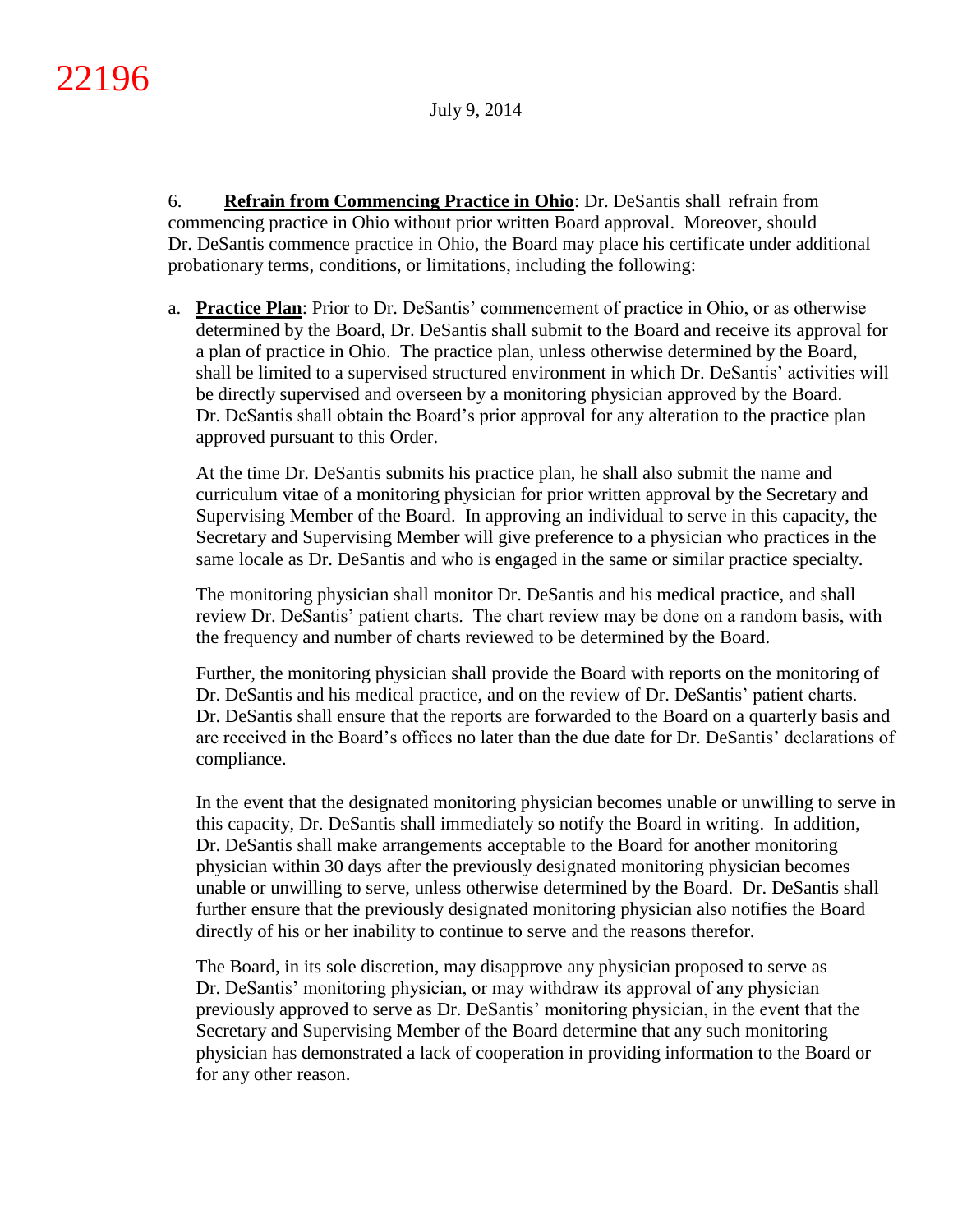6. **Refrain from Commencing Practice in Ohio**: Dr. DeSantis shall refrain from commencing practice in Ohio without prior written Board approval. Moreover, should Dr. DeSantis commence practice in Ohio, the Board may place his certificate under additional probationary terms, conditions, or limitations, including the following:

a. **Practice Plan**: Prior to Dr. DeSantis' commencement of practice in Ohio, or as otherwise determined by the Board, Dr. DeSantis shall submit to the Board and receive its approval for a plan of practice in Ohio. The practice plan, unless otherwise determined by the Board, shall be limited to a supervised structured environment in which Dr. DeSantis' activities will be directly supervised and overseen by a monitoring physician approved by the Board. Dr. DeSantis shall obtain the Board's prior approval for any alteration to the practice plan approved pursuant to this Order.

   At the time Dr. DeSantis submits his practice plan, he shall also submit the name and curriculum vitae of a monitoring physician for prior written approval by the Secretary and Supervising Member of the Board. In approving an individual to serve in this capacity, the Secretary and Supervising Member will give preference to a physician who practices in the same locale as Dr. DeSantis and who is engaged in the same or similar practice specialty.

   The monitoring physician shall monitor Dr. DeSantis and his medical practice, and shall review Dr. DeSantis' patient charts. The chart review may be done on a random basis, with the frequency and number of charts reviewed to be determined by the Board.

   Further, the monitoring physician shall provide the Board with reports on the monitoring of Dr. DeSantis and his medical practice, and on the review of Dr. DeSantis' patient charts. Dr. DeSantis shall ensure that the reports are forwarded to the Board on a quarterly basis and are received in the Board's offices no later than the due date for Dr. DeSantis' declarations of compliance.

   In the event that the designated monitoring physician becomes unable or unwilling to serve in this capacity, Dr. DeSantis shall immediately so notify the Board in writing. In addition, Dr. DeSantis shall make arrangements acceptable to the Board for another monitoring physician within 30 days after the previously designated monitoring physician becomes unable or unwilling to serve, unless otherwise determined by the Board. Dr. DeSantis shall further ensure that the previously designated monitoring physician also notifies the Board directly of his or her inability to continue to serve and the reasons therefor.

   The Board, in its sole discretion, may disapprove any physician proposed to serve as Dr. DeSantis' monitoring physician, or may withdraw its approval of any physician previously approved to serve as Dr. DeSantis' monitoring physician, in the event that the Secretary and Supervising Member of the Board determine that any such monitoring physician has demonstrated a lack of cooperation in providing information to the Board or for any other reason.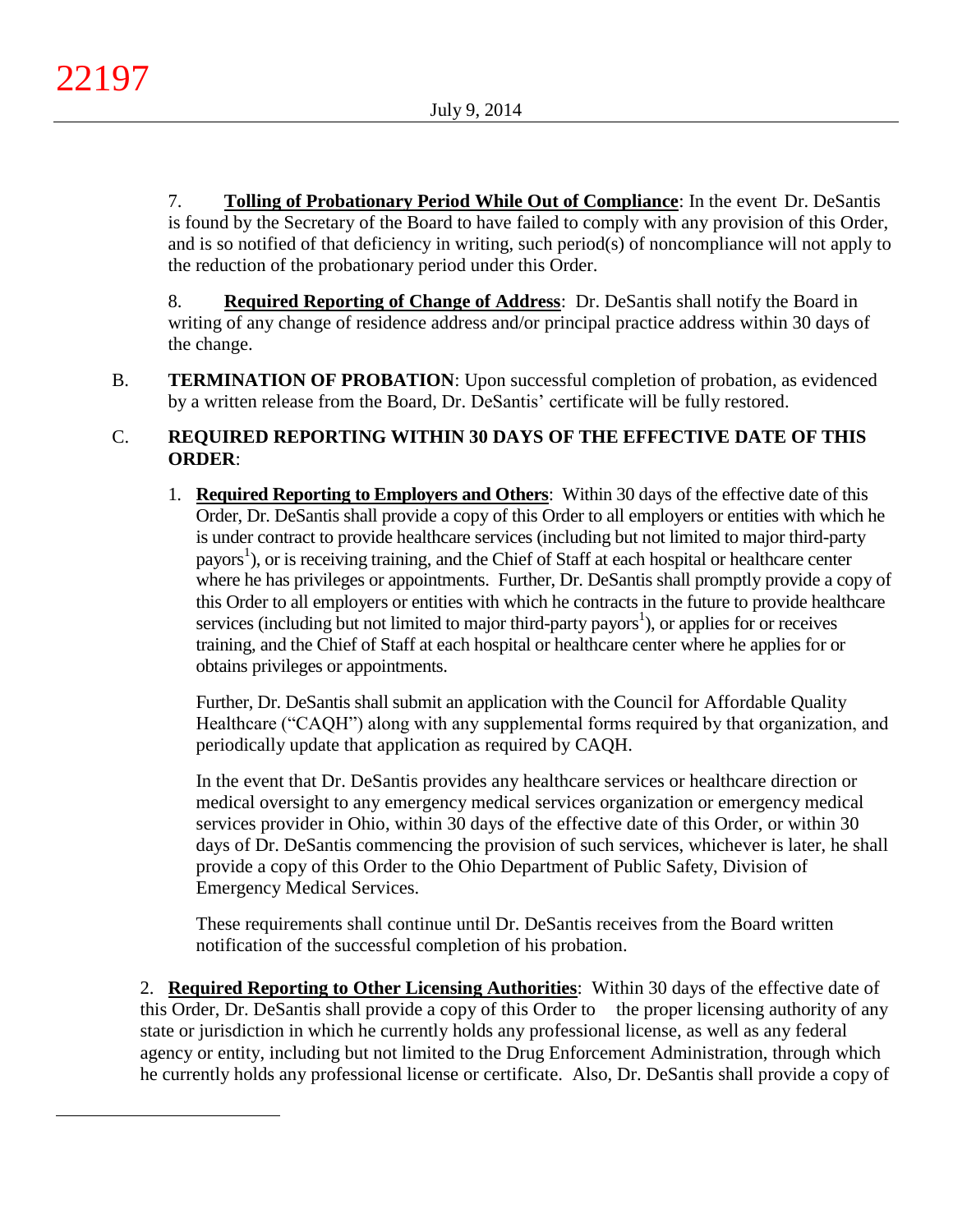7. **Tolling of Probationary Period While Out of Compliance**: In the event Dr. DeSantis is found by the Secretary of the Board to have failed to comply with any provision of this Order, and is so notified of that deficiency in writing, such period(s) of noncompliance will not apply to the reduction of the probationary period under this Order.

8. **Required Reporting of Change of Address**: Dr. DeSantis shall notify the Board in writing of any change of residence address and/or principal practice address within 30 days of the change.

B. **TERMINATION OF PROBATION**: Upon successful completion of probation, as evidenced by a written release from the Board, Dr. DeSantis' certificate will be fully restored.

C. **REQUIRED REPORTING WITHIN 30 DAYS OF THE EFFECTIVE DATE OF THIS ORDER**:

1. **Required Reporting to Employers and Others**: Within 30 days of the effective date of this Order, Dr. DeSantis shall provide a copy of this Order to all employers or entities with which he is under contract to provide healthcare services (including but not limited to major third-party payors[1]), or is receiving training, and the Chief of Staff at each hospital or healthcare center where he has privileges or appointments. Further, Dr. DeSantis shall promptly provide a copy of this Order to all employers or entities with which he contracts in the future to provide healthcare services (including but not limited to major third-party payors[1]), or applies for or receives training, and the Chief of Staff at each hospital or healthcare center where he applies for or obtains privileges or appointments.

   Further, Dr. DeSantis shall submit an application with the Council for Affordable Quality Healthcare ("CAQH") along with any supplemental forms required by that organization, and periodically update that application as required by CAQH.

   In the event that Dr. DeSantis provides any healthcare services or healthcare direction or medical oversight to any emergency medical services organization or emergency medical services provider in Ohio, within 30 days of the effective date of this Order, or within 30 days of Dr. DeSantis commencing the provision of such services, whichever is later, he shall provide a copy of this Order to the Ohio Department of Public Safety, Division of Emergency Medical Services.

   These requirements shall continue until Dr. DeSantis receives from the Board written notification of the successful completion of his probation.

2. **Required Reporting to Other Licensing Authorities**: Within 30 days of the effective date of this Order, Dr. DeSantis shall provide a copy of this Order to the proper licensing authority of any state or jurisdiction in which he currently holds any professional license, as well as any federal agency or entity, including but not limited to the Drug Enforcement Administration, through which he currently holds any professional license or certificate. Also, Dr. DeSantis shall provide a copy of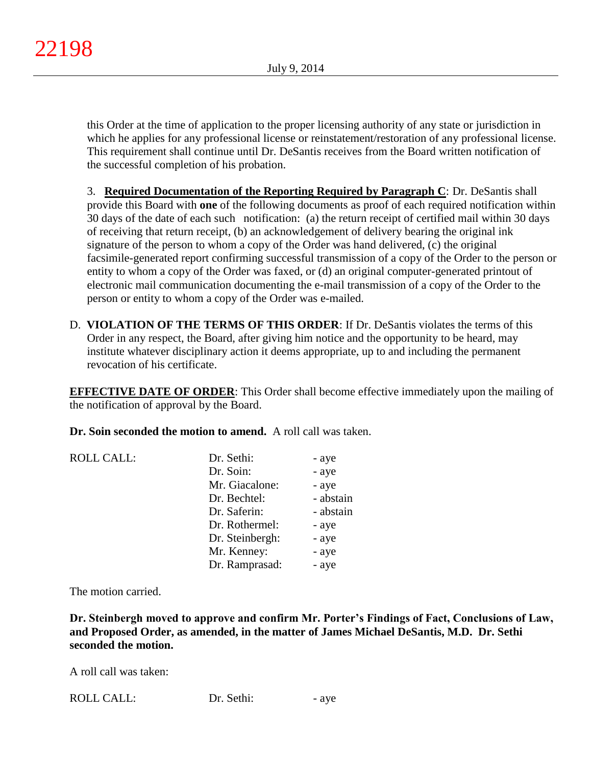this Order at the time of application to the proper licensing authority of any state or jurisdiction in which he applies for any professional license or reinstatement/restoration of any professional license. This requirement shall continue until Dr. DeSantis receives from the Board written notification of the successful completion of his probation.

3. **Required Documentation of the Reporting Required by Paragraph C**: Dr. DeSantis shall provide this Board with **one** of the following documents as proof of each required notification within 30 days of the date of each such notification: (a) the return receipt of certified mail within 30 days of receiving that return receipt, (b) an acknowledgement of delivery bearing the original ink signature of the person to whom a copy of the Order was hand delivered, (c) the original facsimile-generated report confirming successful transmission of a copy of the Order to the person or entity to whom a copy of the Order was faxed, or (d) an original computer-generated printout of electronic mail communication documenting the e-mail transmission of a copy of the Order to the person or entity to whom a copy of the Order was e-mailed.

D. **VIOLATION OF THE TERMS OF THIS ORDER**: If Dr. DeSantis violates the terms of this Order in any respect, the Board, after giving him notice and the opportunity to be heard, may institute whatever disciplinary action it deems appropriate, up to and including the permanent revocation of his certificate.

**EFFECTIVE DATE OF ORDER**: This Order shall become effective immediately upon the mailing of the notification of approval by the Board.

**Dr. Soin seconded the motion to amend.** A roll call was taken.

| ROLL CALL: | Dr. Sethi: | - aye |
|---|---|---|
| | Dr. Soin: | - aye |
| | Mr. Giacalone: | - aye |
| | Dr. Bechtel: | - abstain |
| | Dr. Saferin: | - abstain |
| | Dr. Rothermel: | - aye |
| | Dr. Steinbergh: | - aye |
| | Mr. Kenney: | - aye |
| | Dr. Ramprasad: | - aye |

The motion carried.

**Dr. Steinbergh moved to approve and confirm Mr. Porter's Findings of Fact, Conclusions of Law, and Proposed Order, as amended, in the matter of James Michael DeSantis, M.D. Dr. Sethi seconded the motion.**

A roll call was taken:

| ROLL CALL: | Dr. Sethi: | - aye |
|---|---|---|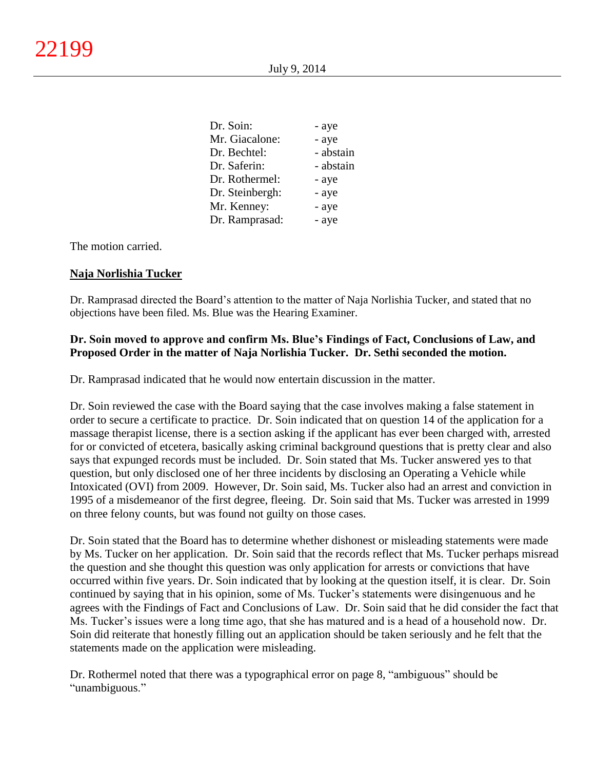| | |
|---|---|
| Dr. Soin: | - aye |
| Mr. Giacalone: | - aye |
| Dr. Bechtel: | - abstain |
| Dr. Saferin: | - abstain |
| Dr. Rothermel: | - aye |
| Dr. Steinbergh: | - aye |
| Mr. Kenney: | - aye |
| Dr. Ramprasad: | - aye |

The motion carried.

**Naja Norlishia Tucker**

Dr. Ramprasad directed the Board's attention to the matter of Naja Norlishia Tucker, and stated that no objections have been filed. Ms. Blue was the Hearing Examiner.

**Dr. Soin moved to approve and confirm Ms. Blue's Findings of Fact, Conclusions of Law, and Proposed Order in the matter of Naja Norlishia Tucker. Dr. Sethi seconded the motion.**

Dr. Ramprasad indicated that he would now entertain discussion in the matter.

Dr. Soin reviewed the case with the Board saying that the case involves making a false statement in order to secure a certificate to practice. Dr. Soin indicated that on question 14 of the application for a massage therapist license, there is a section asking if the applicant has ever been charged with, arrested for or convicted of etcetera, basically asking criminal background questions that is pretty clear and also says that expunged records must be included. Dr. Soin stated that Ms. Tucker answered yes to that question, but only disclosed one of her three incidents by disclosing an Operating a Vehicle while Intoxicated (OVI) from 2009. However, Dr. Soin said, Ms. Tucker also had an arrest and conviction in 1995 of a misdemeanor of the first degree, fleeing. Dr. Soin said that Ms. Tucker was arrested in 1999 on three felony counts, but was found not guilty on those cases.

Dr. Soin stated that the Board has to determine whether dishonest or misleading statements were made by Ms. Tucker on her application. Dr. Soin said that the records reflect that Ms. Tucker perhaps misread the question and she thought this question was only application for arrests or convictions that have occurred within five years. Dr. Soin indicated that by looking at the question itself, it is clear. Dr. Soin continued by saying that in his opinion, some of Ms. Tucker's statements were disingenuous and he agrees with the Findings of Fact and Conclusions of Law. Dr. Soin said that he did consider the fact that Ms. Tucker's issues were a long time ago, that she has matured and is a head of a household now. Dr. Soin did reiterate that honestly filling out an application should be taken seriously and he felt that the statements made on the application were misleading.

Dr. Rothermel noted that there was a typographical error on page 8, "ambiguous" should be "unambiguous."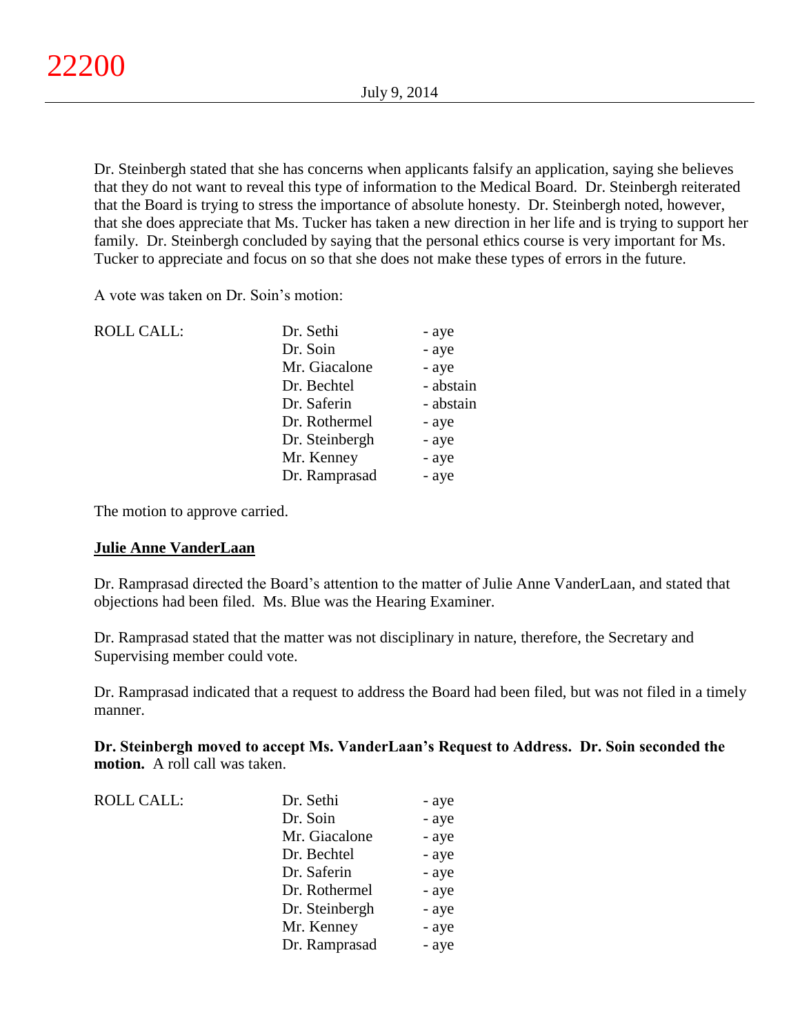Dr. Steinbergh stated that she has concerns when applicants falsify an application, saying she believes that they do not want to reveal this type of information to the Medical Board. Dr. Steinbergh reiterated that the Board is trying to stress the importance of absolute honesty. Dr. Steinbergh noted, however, that she does appreciate that Ms. Tucker has taken a new direction in her life and is trying to support her family. Dr. Steinbergh concluded by saying that the personal ethics course is very important for Ms. Tucker to appreciate and focus on so that she does not make these types of errors in the future.

A vote was taken on Dr. Soin's motion:

| ROLL CALL: | | |
|---|---|---|
| | Dr. Sethi | - aye |
| | Dr. Soin | - aye |
| | Mr. Giacalone | - aye |
| | Dr. Bechtel | - abstain |
| | Dr. Saferin | - abstain |
| | Dr. Rothermel | - aye |
| | Dr. Steinbergh | - aye |
| | Mr. Kenney | - aye |
| | Dr. Ramprasad | - aye |

The motion to approve carried.

## Julie Anne VanderLaan

Dr. Ramprasad directed the Board's attention to the matter of Julie Anne VanderLaan, and stated that objections had been filed. Ms. Blue was the Hearing Examiner.

Dr. Ramprasad stated that the matter was not disciplinary in nature, therefore, the Secretary and Supervising member could vote.

Dr. Ramprasad indicated that a request to address the Board had been filed, but was not filed in a timely manner.

**Dr. Steinbergh moved to accept Ms. VanderLaan's Request to Address. Dr. Soin seconded the motion.** A roll call was taken.

| ROLL CALL: | | |
|---|---|---|
| | Dr. Sethi | - aye |
| | Dr. Soin | - aye |
| | Mr. Giacalone | - aye |
| | Dr. Bechtel | - aye |
| | Dr. Saferin | - aye |
| | Dr. Rothermel | - aye |
| | Dr. Steinbergh | - aye |
| | Mr. Kenney | - aye |
| | Dr. Ramprasad | - aye |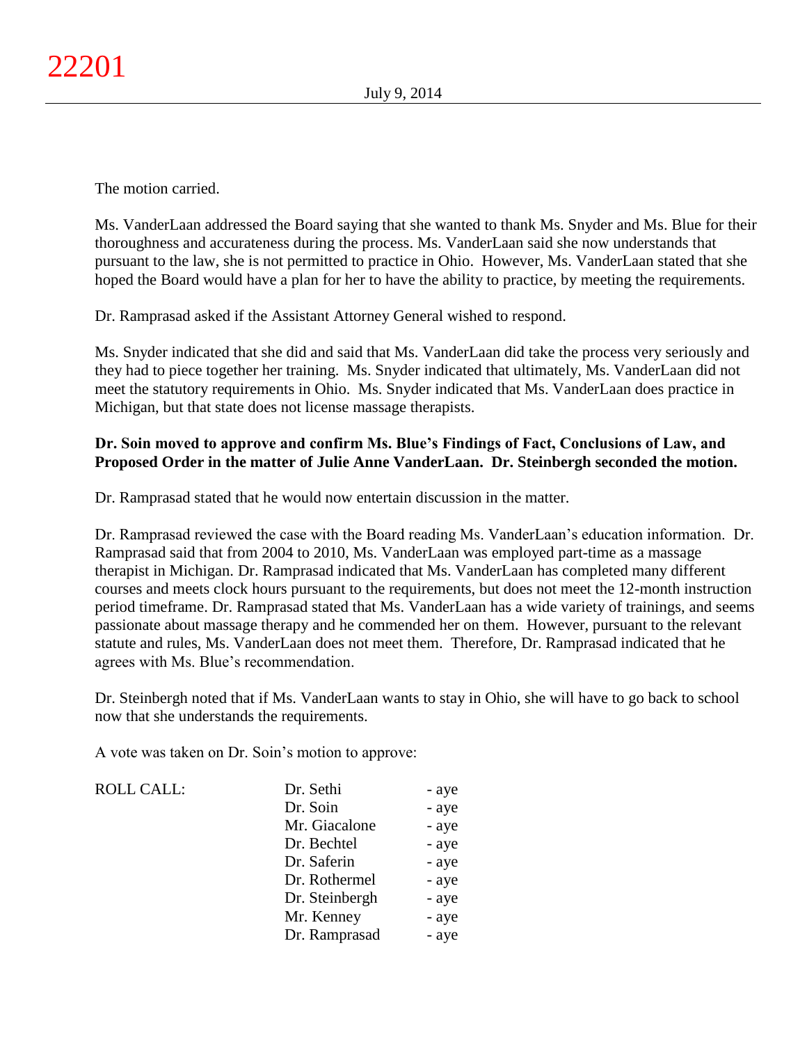The motion carried.

Ms. VanderLaan addressed the Board saying that she wanted to thank Ms. Snyder and Ms. Blue for their thoroughness and accurateness during the process. Ms. VanderLaan said she now understands that pursuant to the law, she is not permitted to practice in Ohio. However, Ms. VanderLaan stated that she hoped the Board would have a plan for her to have the ability to practice, by meeting the requirements.

Dr. Ramprasad asked if the Assistant Attorney General wished to respond.

Ms. Snyder indicated that she did and said that Ms. VanderLaan did take the process very seriously and they had to piece together her training. Ms. Snyder indicated that ultimately, Ms. VanderLaan did not meet the statutory requirements in Ohio. Ms. Snyder indicated that Ms. VanderLaan does practice in Michigan, but that state does not license massage therapists.

**Dr. Soin moved to approve and confirm Ms. Blue's Findings of Fact, Conclusions of Law, and Proposed Order in the matter of Julie Anne VanderLaan. Dr. Steinbergh seconded the motion.**

Dr. Ramprasad stated that he would now entertain discussion in the matter.

Dr. Ramprasad reviewed the case with the Board reading Ms. VanderLaan's education information. Dr. Ramprasad said that from 2004 to 2010, Ms. VanderLaan was employed part-time as a massage therapist in Michigan. Dr. Ramprasad indicated that Ms. VanderLaan has completed many different courses and meets clock hours pursuant to the requirements, but does not meet the 12-month instruction period timeframe. Dr. Ramprasad stated that Ms. VanderLaan has a wide variety of trainings, and seems passionate about massage therapy and he commended her on them. However, pursuant to the relevant statute and rules, Ms. VanderLaan does not meet them. Therefore, Dr. Ramprasad indicated that he agrees with Ms. Blue's recommendation.

Dr. Steinbergh noted that if Ms. VanderLaan wants to stay in Ohio, she will have to go back to school now that she understands the requirements.

A vote was taken on Dr. Soin's motion to approve:

| ROLL CALL: | Dr. Sethi | - aye |
|---|---|---|
| | Dr. Soin | - aye |
| | Mr. Giacalone | - aye |
| | Dr. Bechtel | - aye |
| | Dr. Saferin | - aye |
| | Dr. Rothermel | - aye |
| | Dr. Steinbergh | - aye |
| | Mr. Kenney | - aye |
| | Dr. Ramprasad | - aye |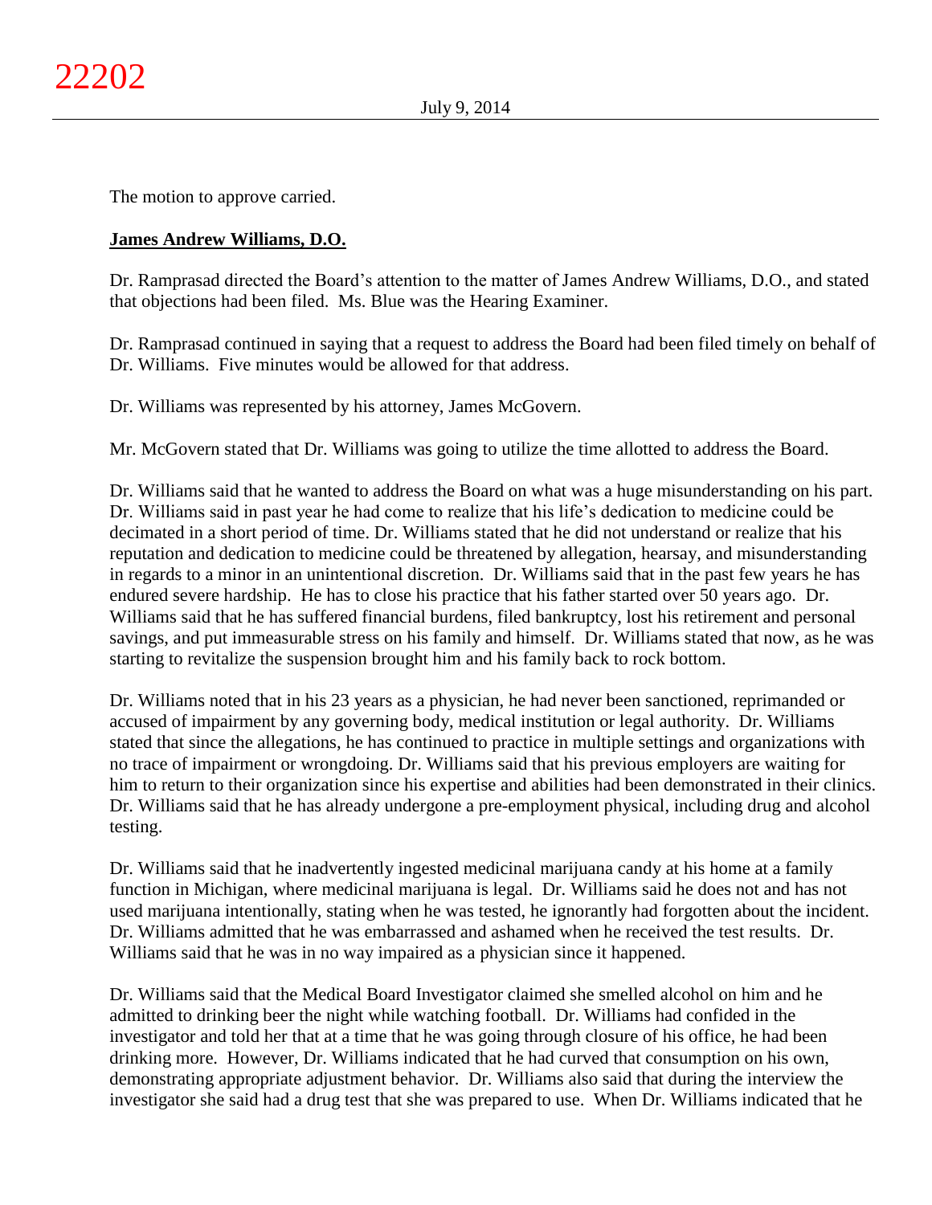The motion to approve carried.

**James Andrew Williams, D.O.**

Dr. Ramprasad directed the Board's attention to the matter of James Andrew Williams, D.O., and stated that objections had been filed. Ms. Blue was the Hearing Examiner.

Dr. Ramprasad continued in saying that a request to address the Board had been filed timely on behalf of Dr. Williams. Five minutes would be allowed for that address.

Dr. Williams was represented by his attorney, James McGovern.

Mr. McGovern stated that Dr. Williams was going to utilize the time allotted to address the Board.

Dr. Williams said that he wanted to address the Board on what was a huge misunderstanding on his part. Dr. Williams said in past year he had come to realize that his life's dedication to medicine could be decimated in a short period of time. Dr. Williams stated that he did not understand or realize that his reputation and dedication to medicine could be threatened by allegation, hearsay, and misunderstanding in regards to a minor in an unintentional discretion. Dr. Williams said that in the past few years he has endured severe hardship. He has to close his practice that his father started over 50 years ago. Dr. Williams said that he has suffered financial burdens, filed bankruptcy, lost his retirement and personal savings, and put immeasurable stress on his family and himself. Dr. Williams stated that now, as he was starting to revitalize the suspension brought him and his family back to rock bottom.

Dr. Williams noted that in his 23 years as a physician, he had never been sanctioned, reprimanded or accused of impairment by any governing body, medical institution or legal authority. Dr. Williams stated that since the allegations, he has continued to practice in multiple settings and organizations with no trace of impairment or wrongdoing. Dr. Williams said that his previous employers are waiting for him to return to their organization since his expertise and abilities had been demonstrated in their clinics. Dr. Williams said that he has already undergone a pre-employment physical, including drug and alcohol testing.

Dr. Williams said that he inadvertently ingested medicinal marijuana candy at his home at a family function in Michigan, where medicinal marijuana is legal. Dr. Williams said he does not and has not used marijuana intentionally, stating when he was tested, he ignorantly had forgotten about the incident. Dr. Williams admitted that he was embarrassed and ashamed when he received the test results. Dr. Williams said that he was in no way impaired as a physician since it happened.

Dr. Williams said that the Medical Board Investigator claimed she smelled alcohol on him and he admitted to drinking beer the night while watching football. Dr. Williams had confided in the investigator and told her that at a time that he was going through closure of his office, he had been drinking more. However, Dr. Williams indicated that he had curved that consumption on his own, demonstrating appropriate adjustment behavior. Dr. Williams also said that during the interview the investigator she said had a drug test that she was prepared to use. When Dr. Williams indicated that he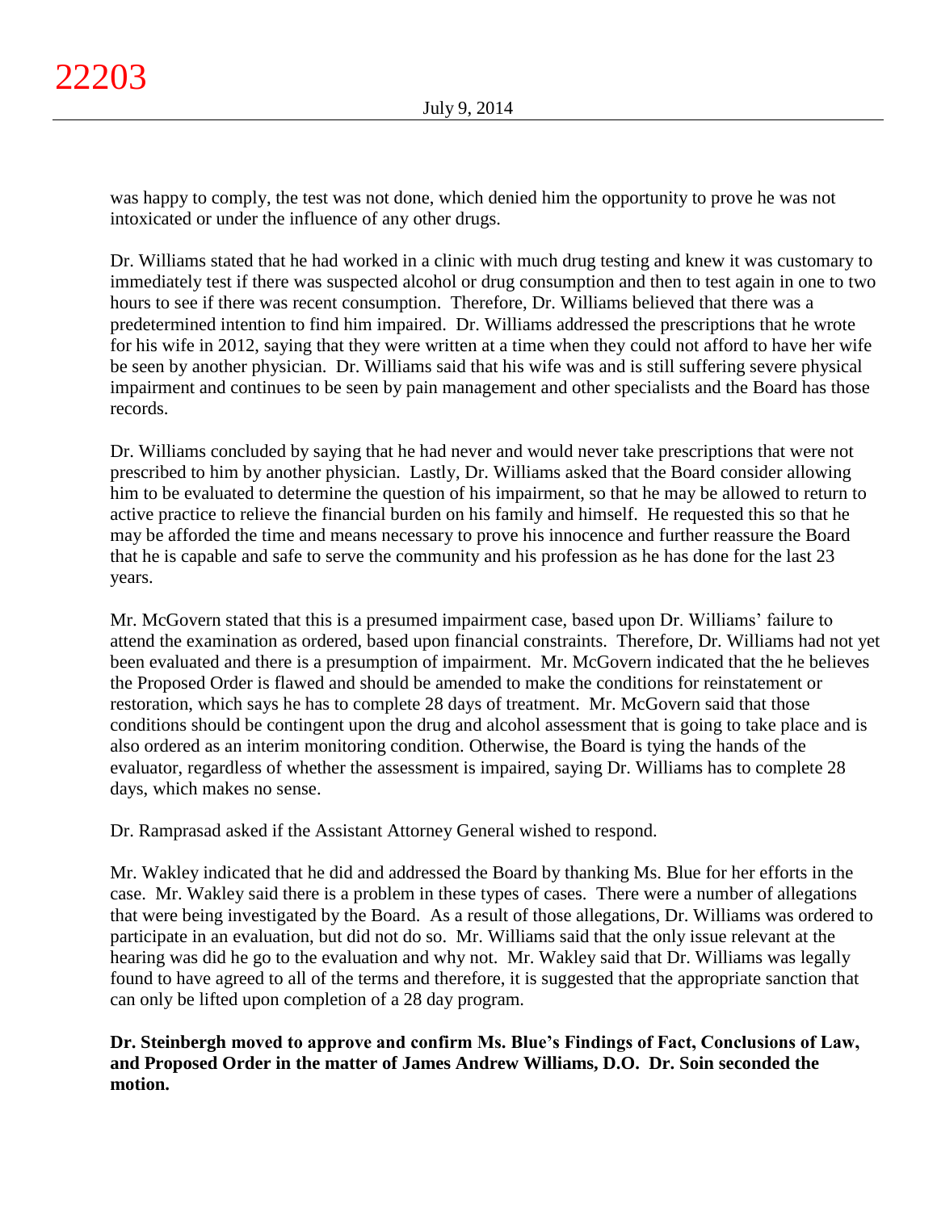was happy to comply, the test was not done, which denied him the opportunity to prove he was not intoxicated or under the influence of any other drugs.

Dr. Williams stated that he had worked in a clinic with much drug testing and knew it was customary to immediately test if there was suspected alcohol or drug consumption and then to test again in one to two hours to see if there was recent consumption. Therefore, Dr. Williams believed that there was a predetermined intention to find him impaired. Dr. Williams addressed the prescriptions that he wrote for his wife in 2012, saying that they were written at a time when they could not afford to have her wife be seen by another physician. Dr. Williams said that his wife was and is still suffering severe physical impairment and continues to be seen by pain management and other specialists and the Board has those records.

Dr. Williams concluded by saying that he had never and would never take prescriptions that were not prescribed to him by another physician. Lastly, Dr. Williams asked that the Board consider allowing him to be evaluated to determine the question of his impairment, so that he may be allowed to return to active practice to relieve the financial burden on his family and himself. He requested this so that he may be afforded the time and means necessary to prove his innocence and further reassure the Board that he is capable and safe to serve the community and his profession as he has done for the last 23 years.

Mr. McGovern stated that this is a presumed impairment case, based upon Dr. Williams' failure to attend the examination as ordered, based upon financial constraints. Therefore, Dr. Williams had not yet been evaluated and there is a presumption of impairment. Mr. McGovern indicated that the he believes the Proposed Order is flawed and should be amended to make the conditions for reinstatement or restoration, which says he has to complete 28 days of treatment. Mr. McGovern said that those conditions should be contingent upon the drug and alcohol assessment that is going to take place and is also ordered as an interim monitoring condition. Otherwise, the Board is tying the hands of the evaluator, regardless of whether the assessment is impaired, saying Dr. Williams has to complete 28 days, which makes no sense.

Dr. Ramprasad asked if the Assistant Attorney General wished to respond.

Mr. Wakley indicated that he did and addressed the Board by thanking Ms. Blue for her efforts in the case. Mr. Wakley said there is a problem in these types of cases. There were a number of allegations that were being investigated by the Board. As a result of those allegations, Dr. Williams was ordered to participate in an evaluation, but did not do so. Mr. Williams said that the only issue relevant at the hearing was did he go to the evaluation and why not. Mr. Wakley said that Dr. Williams was legally found to have agreed to all of the terms and therefore, it is suggested that the appropriate sanction that can only be lifted upon completion of a 28 day program.

**Dr. Steinbergh moved to approve and confirm Ms. Blue's Findings of Fact, Conclusions of Law, and Proposed Order in the matter of James Andrew Williams, D.O. Dr. Soin seconded the motion.**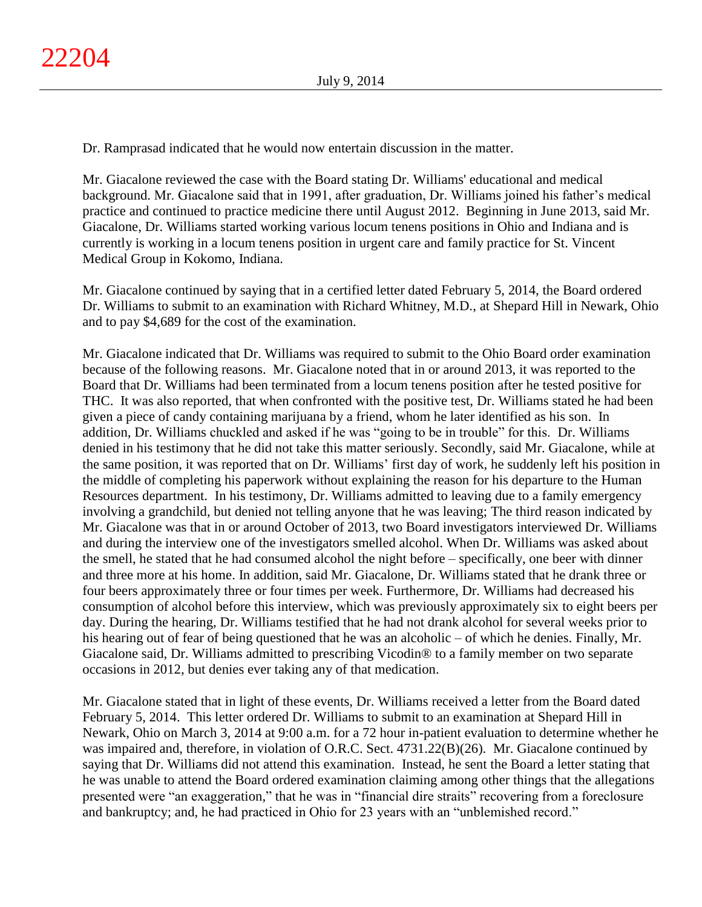Dr. Ramprasad indicated that he would now entertain discussion in the matter.

Mr. Giacalone reviewed the case with the Board stating Dr. Williams' educational and medical background. Mr. Giacalone said that in 1991, after graduation, Dr. Williams joined his father's medical practice and continued to practice medicine there until August 2012. Beginning in June 2013, said Mr. Giacalone, Dr. Williams started working various locum tenens positions in Ohio and Indiana and is currently is working in a locum tenens position in urgent care and family practice for St. Vincent Medical Group in Kokomo, Indiana.

Mr. Giacalone continued by saying that in a certified letter dated February 5, 2014, the Board ordered Dr. Williams to submit to an examination with Richard Whitney, M.D., at Shepard Hill in Newark, Ohio and to pay $4,689 for the cost of the examination.

Mr. Giacalone indicated that Dr. Williams was required to submit to the Ohio Board order examination because of the following reasons. Mr. Giacalone noted that in or around 2013, it was reported to the Board that Dr. Williams had been terminated from a locum tenens position after he tested positive for THC. It was also reported, that when confronted with the positive test, Dr. Williams stated he had been given a piece of candy containing marijuana by a friend, whom he later identified as his son. In addition, Dr. Williams chuckled and asked if he was "going to be in trouble" for this. Dr. Williams denied in his testimony that he did not take this matter seriously. Secondly, said Mr. Giacalone, while at the same position, it was reported that on Dr. Williams' first day of work, he suddenly left his position in the middle of completing his paperwork without explaining the reason for his departure to the Human Resources department. In his testimony, Dr. Williams admitted to leaving due to a family emergency involving a grandchild, but denied not telling anyone that he was leaving; The third reason indicated by Mr. Giacalone was that in or around October of 2013, two Board investigators interviewed Dr. Williams and during the interview one of the investigators smelled alcohol. When Dr. Williams was asked about the smell, he stated that he had consumed alcohol the night before – specifically, one beer with dinner and three more at his home. In addition, said Mr. Giacalone, Dr. Williams stated that he drank three or four beers approximately three or four times per week. Furthermore, Dr. Williams had decreased his consumption of alcohol before this interview, which was previously approximately six to eight beers per day. During the hearing, Dr. Williams testified that he had not drank alcohol for several weeks prior to his hearing out of fear of being questioned that he was an alcoholic – of which he denies. Finally, Mr. Giacalone said, Dr. Williams admitted to prescribing Vicodin® to a family member on two separate occasions in 2012, but denies ever taking any of that medication.

Mr. Giacalone stated that in light of these events, Dr. Williams received a letter from the Board dated February 5, 2014. This letter ordered Dr. Williams to submit to an examination at Shepard Hill in Newark, Ohio on March 3, 2014 at 9:00 a.m. for a 72 hour in-patient evaluation to determine whether he was impaired and, therefore, in violation of O.R.C. Sect. 4731.22(B)(26). Mr. Giacalone continued by saying that Dr. Williams did not attend this examination. Instead, he sent the Board a letter stating that he was unable to attend the Board ordered examination claiming among other things that the allegations presented were "an exaggeration," that he was in "financial dire straits" recovering from a foreclosure and bankruptcy; and, he had practiced in Ohio for 23 years with an "unblemished record."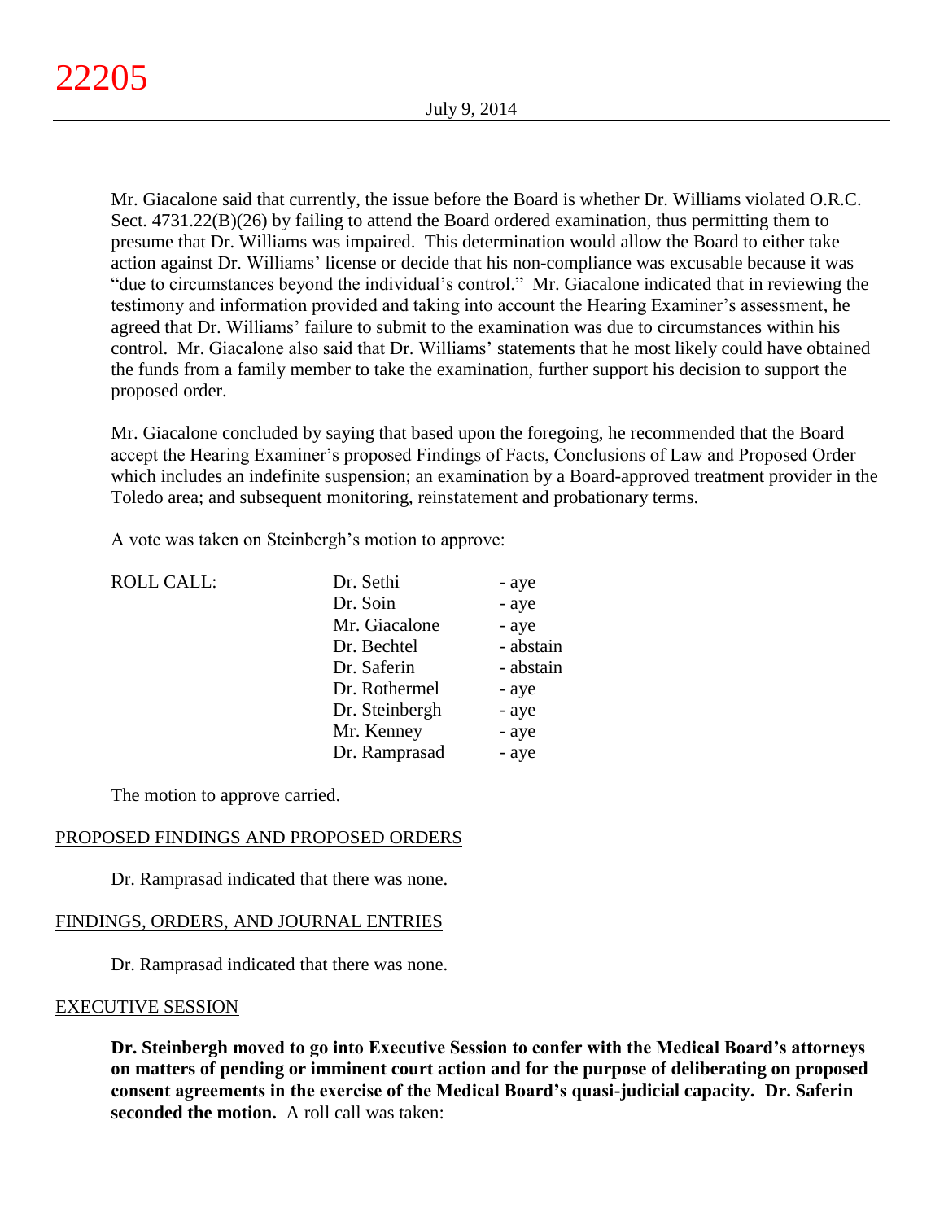Mr. Giacalone said that currently, the issue before the Board is whether Dr. Williams violated O.R.C. Sect. 4731.22(B)(26) by failing to attend the Board ordered examination, thus permitting them to presume that Dr. Williams was impaired. This determination would allow the Board to either take action against Dr. Williams' license or decide that his non-compliance was excusable because it was "due to circumstances beyond the individual's control." Mr. Giacalone indicated that in reviewing the testimony and information provided and taking into account the Hearing Examiner's assessment, he agreed that Dr. Williams' failure to submit to the examination was due to circumstances within his control. Mr. Giacalone also said that Dr. Williams' statements that he most likely could have obtained the funds from a family member to take the examination, further support his decision to support the proposed order.

Mr. Giacalone concluded by saying that based upon the foregoing, he recommended that the Board accept the Hearing Examiner's proposed Findings of Facts, Conclusions of Law and Proposed Order which includes an indefinite suspension; an examination by a Board-approved treatment provider in the Toledo area; and subsequent monitoring, reinstatement and probationary terms.

A vote was taken on Steinbergh's motion to approve:

| ROLL CALL: | Dr. Sethi | - aye |
|---|---|---|
| | Dr. Soin | - aye |
| | Mr. Giacalone | - aye |
| | Dr. Bechtel | - abstain |
| | Dr. Saferin | - abstain |
| | Dr. Rothermel | - aye |
| | Dr. Steinbergh | - aye |
| | Mr. Kenney | - aye |
| | Dr. Ramprasad | - aye |

The motion to approve carried.

## PROPOSED FINDINGS AND PROPOSED ORDERS

Dr. Ramprasad indicated that there was none.

## FINDINGS, ORDERS, AND JOURNAL ENTRIES

Dr. Ramprasad indicated that there was none.

## EXECUTIVE SESSION

**Dr. Steinbergh moved to go into Executive Session to confer with the Medical Board's attorneys on matters of pending or imminent court action and for the purpose of deliberating on proposed consent agreements in the exercise of the Medical Board's quasi-judicial capacity. Dr. Saferin seconded the motion.** A roll call was taken: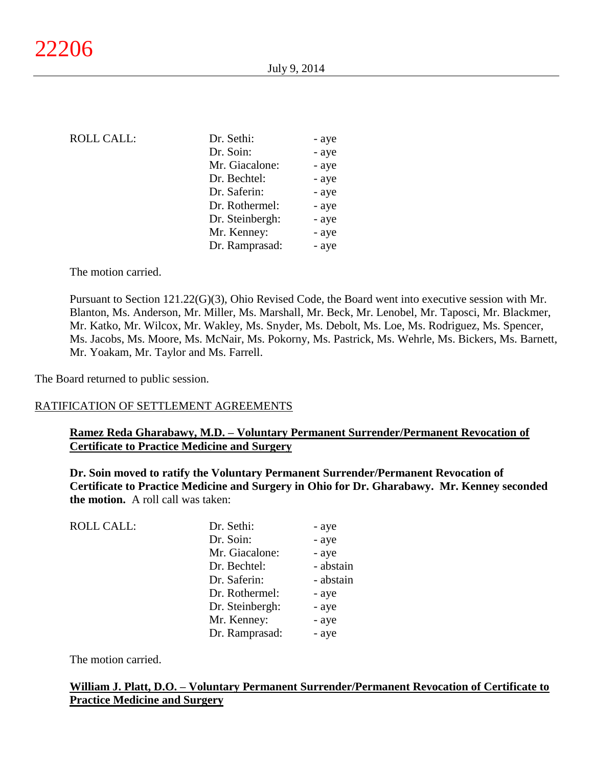| ROLL CALL: | Dr. Sethi: | - aye |
|---|---|---|
| | Dr. Soin: | - aye |
| | Mr. Giacalone: | - aye |
| | Dr. Bechtel: | - aye |
| | Dr. Saferin: | - aye |
| | Dr. Rothermel: | - aye |
| | Dr. Steinbergh: | - aye |
| | Mr. Kenney: | - aye |
| | Dr. Ramprasad: | - aye |

The motion carried.

Pursuant to Section 121.22(G)(3), Ohio Revised Code, the Board went into executive session with Mr. Blanton, Ms. Anderson, Mr. Miller, Ms. Marshall, Mr. Beck, Mr. Lenobel, Mr. Taposci, Mr. Blackmer, Mr. Katko, Mr. Wilcox, Mr. Wakley, Ms. Snyder, Ms. Debolt, Ms. Loe, Ms. Rodriguez, Ms. Spencer, Ms. Jacobs, Ms. Moore, Ms. McNair, Ms. Pokorny, Ms. Pastrick, Ms. Wehrle, Ms. Bickers, Ms. Barnett, Mr. Yoakam, Mr. Taylor and Ms. Farrell.

The Board returned to public session.

RATIFICATION OF SETTLEMENT AGREEMENTS

**Ramez Reda Gharabawy, M.D. – Voluntary Permanent Surrender/Permanent Revocation of Certificate to Practice Medicine and Surgery**

**Dr. Soin moved to ratify the Voluntary Permanent Surrender/Permanent Revocation of Certificate to Practice Medicine and Surgery in Ohio for Dr. Gharabawy. Mr. Kenney seconded the motion.** A roll call was taken:

| ROLL CALL: | Dr. Sethi: | - aye |
|---|---|---|
| | Dr. Soin: | - aye |
| | Mr. Giacalone: | - aye |
| | Dr. Bechtel: | - abstain |
| | Dr. Saferin: | - abstain |
| | Dr. Rothermel: | - aye |
| | Dr. Steinbergh: | - aye |
| | Mr. Kenney: | - aye |
| | Dr. Ramprasad: | - aye |

The motion carried.

**William J. Platt, D.O. – Voluntary Permanent Surrender/Permanent Revocation of Certificate to Practice Medicine and Surgery**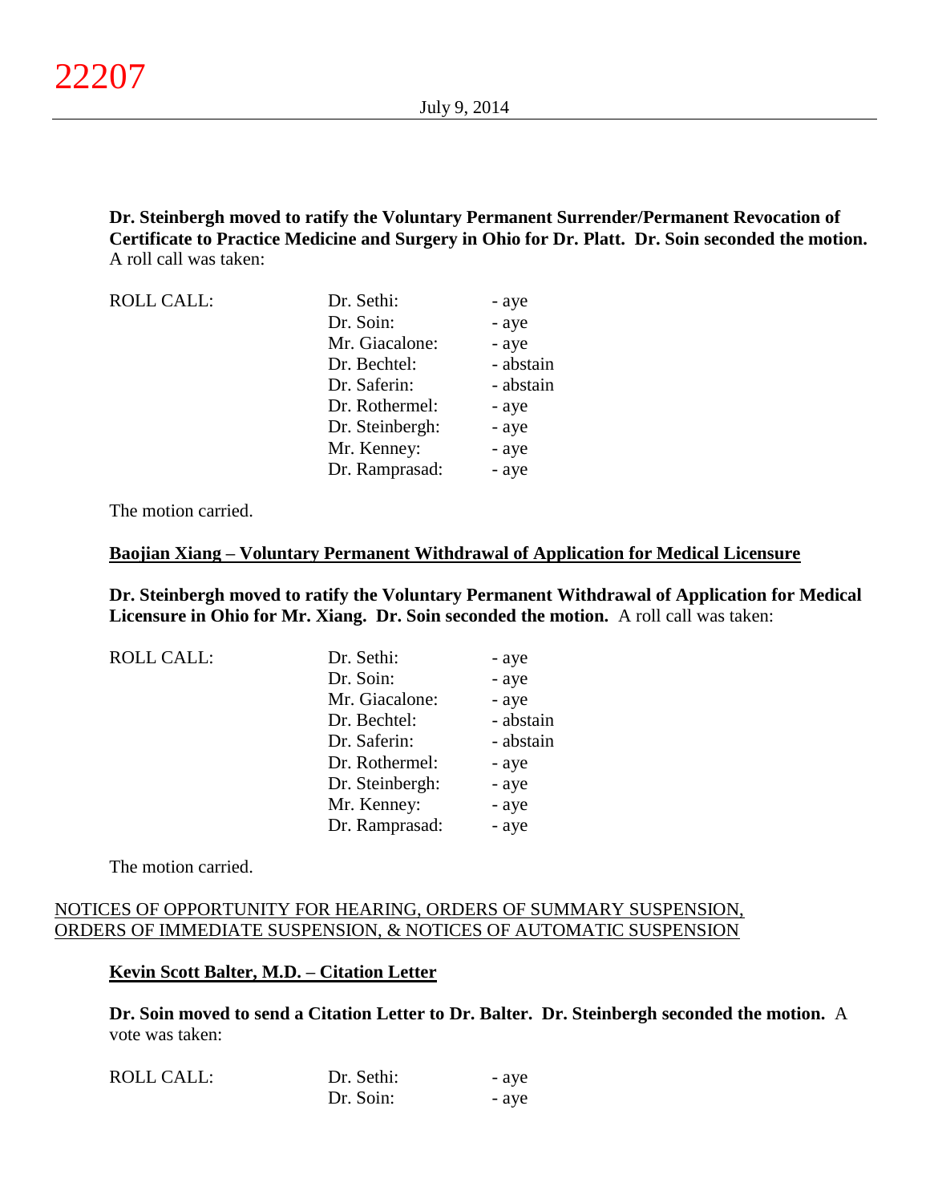**Dr. Steinbergh moved to ratify the Voluntary Permanent Surrender/Permanent Revocation of Certificate to Practice Medicine and Surgery in Ohio for Dr. Platt. Dr. Soin seconded the motion.** A roll call was taken:

| ROLL CALL: | Dr. Sethi: | - aye |
|---|---|---|
| | Dr. Soin: | - aye |
| | Mr. Giacalone: | - aye |
| | Dr. Bechtel: | - abstain |
| | Dr. Saferin: | - abstain |
| | Dr. Rothermel: | - aye |
| | Dr. Steinbergh: | - aye |
| | Mr. Kenney: | - aye |
| | Dr. Ramprasad: | - aye |

The motion carried.

**Baojian Xiang – Voluntary Permanent Withdrawal of Application for Medical Licensure**

**Dr. Steinbergh moved to ratify the Voluntary Permanent Withdrawal of Application for Medical Licensure in Ohio for Mr. Xiang. Dr. Soin seconded the motion.** A roll call was taken:

| ROLL CALL: | Dr. Sethi: | - aye |
|---|---|---|
| | Dr. Soin: | - aye |
| | Mr. Giacalone: | - aye |
| | Dr. Bechtel: | - abstain |
| | Dr. Saferin: | - abstain |
| | Dr. Rothermel: | - aye |
| | Dr. Steinbergh: | - aye |
| | Mr. Kenney: | - aye |
| | Dr. Ramprasad: | - aye |

The motion carried.

## NOTICES OF OPPORTUNITY FOR HEARING, ORDERS OF SUMMARY SUSPENSION, ORDERS OF IMMEDIATE SUSPENSION, & NOTICES OF AUTOMATIC SUSPENSION

**Kevin Scott Balter, M.D. – Citation Letter**

**Dr. Soin moved to send a Citation Letter to Dr. Balter. Dr. Steinbergh seconded the motion.** A vote was taken:

| ROLL CALL: | Dr. Sethi: | - aye |
|---|---|---|
| | Dr. Soin: | - aye |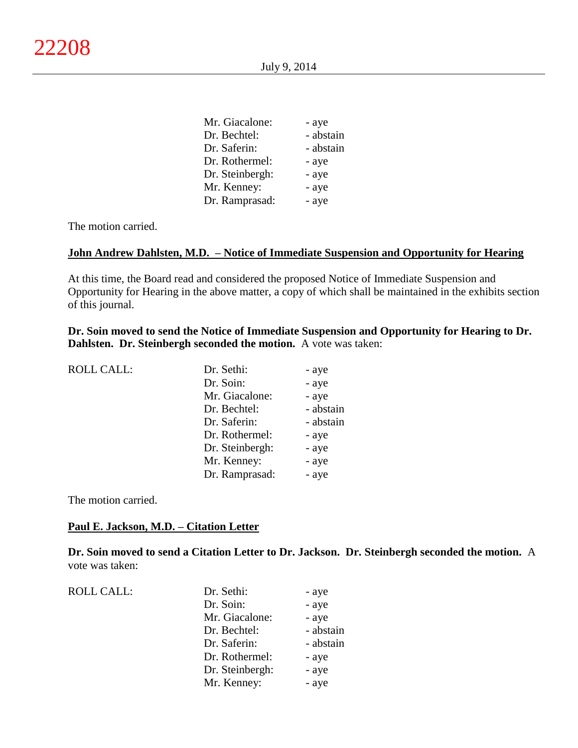| | | |
|---|---|---|
| | Mr. Giacalone: | - aye |
| | Dr. Bechtel: | - abstain |
| | Dr. Saferin: | - abstain |
| | Dr. Rothermel: | - aye |
| | Dr. Steinbergh: | - aye |
| | Mr. Kenney: | - aye |
| | Dr. Ramprasad: | - aye |

The motion carried.

**John Andrew Dahlsten, M.D. – Notice of Immediate Suspension and Opportunity for Hearing**

At this time, the Board read and considered the proposed Notice of Immediate Suspension and Opportunity for Hearing in the above matter, a copy of which shall be maintained in the exhibits section of this journal.

**Dr. Soin moved to send the Notice of Immediate Suspension and Opportunity for Hearing to Dr. Dahlsten. Dr. Steinbergh seconded the motion.** A vote was taken:

| | | |
|---|---|---|
| ROLL CALL: | Dr. Sethi: | - aye |
| | Dr. Soin: | - aye |
| | Mr. Giacalone: | - aye |
| | Dr. Bechtel: | - abstain |
| | Dr. Saferin: | - abstain |
| | Dr. Rothermel: | - aye |
| | Dr. Steinbergh: | - aye |
| | Mr. Kenney: | - aye |
| | Dr. Ramprasad: | - aye |

The motion carried.

**Paul E. Jackson, M.D. – Citation Letter**

**Dr. Soin moved to send a Citation Letter to Dr. Jackson. Dr. Steinbergh seconded the motion.** A vote was taken:

| | | |
|---|---|---|
| ROLL CALL: | Dr. Sethi: | - aye |
| | Dr. Soin: | - aye |
| | Mr. Giacalone: | - aye |
| | Dr. Bechtel: | - abstain |
| | Dr. Saferin: | - abstain |
| | Dr. Rothermel: | - aye |
| | Dr. Steinbergh: | - aye |
| | Mr. Kenney: | - aye |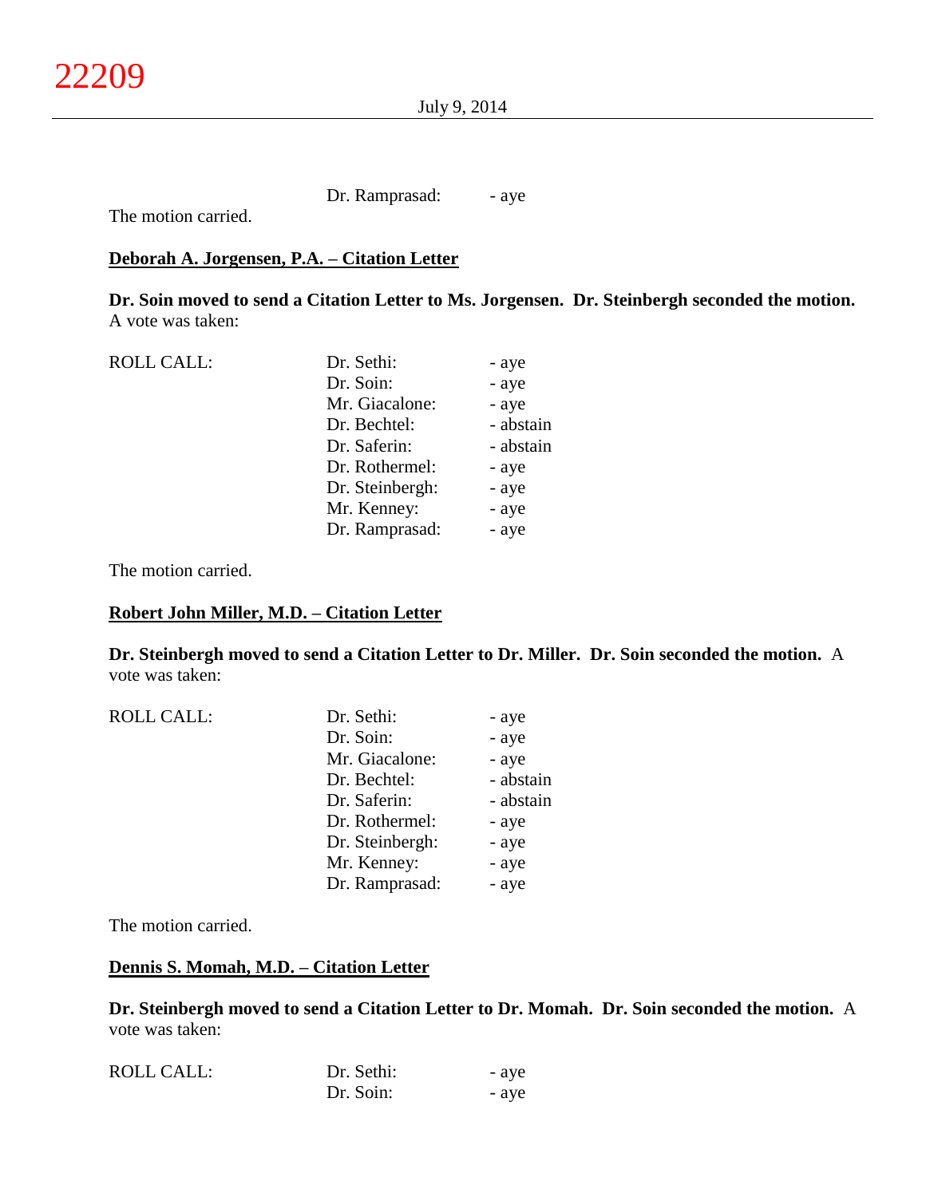Dr. Ramprasad: - aye

The motion carried.

**Deborah A. Jorgensen, P.A. – Citation Letter**

**Dr. Soin moved to send a Citation Letter to Ms. Jorgensen. Dr. Steinbergh seconded the motion.** A vote was taken:

| ROLL CALL: | Dr. Sethi: | - aye |
|---|---|---|
| | Dr. Soin: | - aye |
| | Mr. Giacalone: | - aye |
| | Dr. Bechtel: | - abstain |
| | Dr. Saferin: | - abstain |
| | Dr. Rothermel: | - aye |
| | Dr. Steinbergh: | - aye |
| | Mr. Kenney: | - aye |
| | Dr. Ramprasad: | - aye |

The motion carried.

**Robert John Miller, M.D. – Citation Letter**

**Dr. Steinbergh moved to send a Citation Letter to Dr. Miller. Dr. Soin seconded the motion.** A vote was taken:

| ROLL CALL: | Dr. Sethi: | - aye |
|---|---|---|
| | Dr. Soin: | - aye |
| | Mr. Giacalone: | - aye |
| | Dr. Bechtel: | - abstain |
| | Dr. Saferin: | - abstain |
| | Dr. Rothermel: | - aye |
| | Dr. Steinbergh: | - aye |
| | Mr. Kenney: | - aye |
| | Dr. Ramprasad: | - aye |

The motion carried.

**Dennis S. Momah, M.D. – Citation Letter**

**Dr. Steinbergh moved to send a Citation Letter to Dr. Momah. Dr. Soin seconded the motion.** A vote was taken:

| ROLL CALL: | Dr. Sethi: | - aye |
|---|---|---|
| | Dr. Soin: | - aye |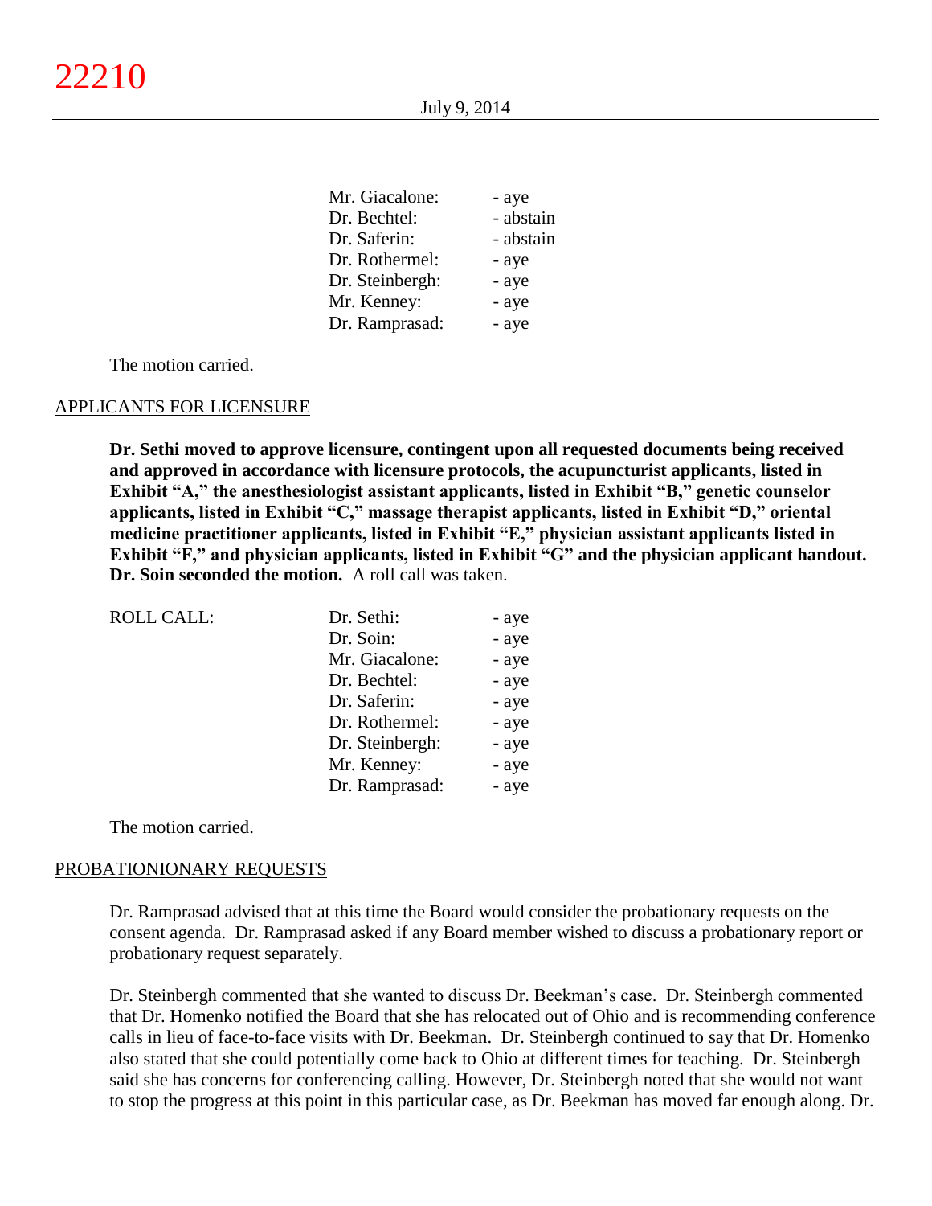| | |
|---|---|
| Mr. Giacalone: | - aye |
| Dr. Bechtel: | - abstain |
| Dr. Saferin: | - abstain |
| Dr. Rothermel: | - aye |
| Dr. Steinbergh: | - aye |
| Mr. Kenney: | - aye |
| Dr. Ramprasad: | - aye |

The motion carried.

APPLICANTS FOR LICENSURE

**Dr. Sethi moved to approve licensure, contingent upon all requested documents being received and approved in accordance with licensure protocols, the acupuncturist applicants, listed in Exhibit "A," the anesthesiologist assistant applicants, listed in Exhibit "B," genetic counselor applicants, listed in Exhibit "C," massage therapist applicants, listed in Exhibit "D," oriental medicine practitioner applicants, listed in Exhibit "E," physician assistant applicants listed in Exhibit "F," and physician applicants, listed in Exhibit "G" and the physician applicant handout. Dr. Soin seconded the motion.** A roll call was taken.

| ROLL CALL: | | |
|---|---|---|
| | Dr. Sethi: | - aye |
| | Dr. Soin: | - aye |
| | Mr. Giacalone: | - aye |
| | Dr. Bechtel: | - aye |
| | Dr. Saferin: | - aye |
| | Dr. Rothermel: | - aye |
| | Dr. Steinbergh: | - aye |
| | Mr. Kenney: | - aye |
| | Dr. Ramprasad: | - aye |

The motion carried.

PROBATIONIONARY REQUESTS

Dr. Ramprasad advised that at this time the Board would consider the probationary requests on the consent agenda. Dr. Ramprasad asked if any Board member wished to discuss a probationary report or probationary request separately.

Dr. Steinbergh commented that she wanted to discuss Dr. Beekman's case. Dr. Steinbergh commented that Dr. Homenko notified the Board that she has relocated out of Ohio and is recommending conference calls in lieu of face-to-face visits with Dr. Beekman. Dr. Steinbergh continued to say that Dr. Homenko also stated that she could potentially come back to Ohio at different times for teaching. Dr. Steinbergh said she has concerns for conferencing calling. However, Dr. Steinbergh noted that she would not want to stop the progress at this point in this particular case, as Dr. Beekman has moved far enough along. Dr.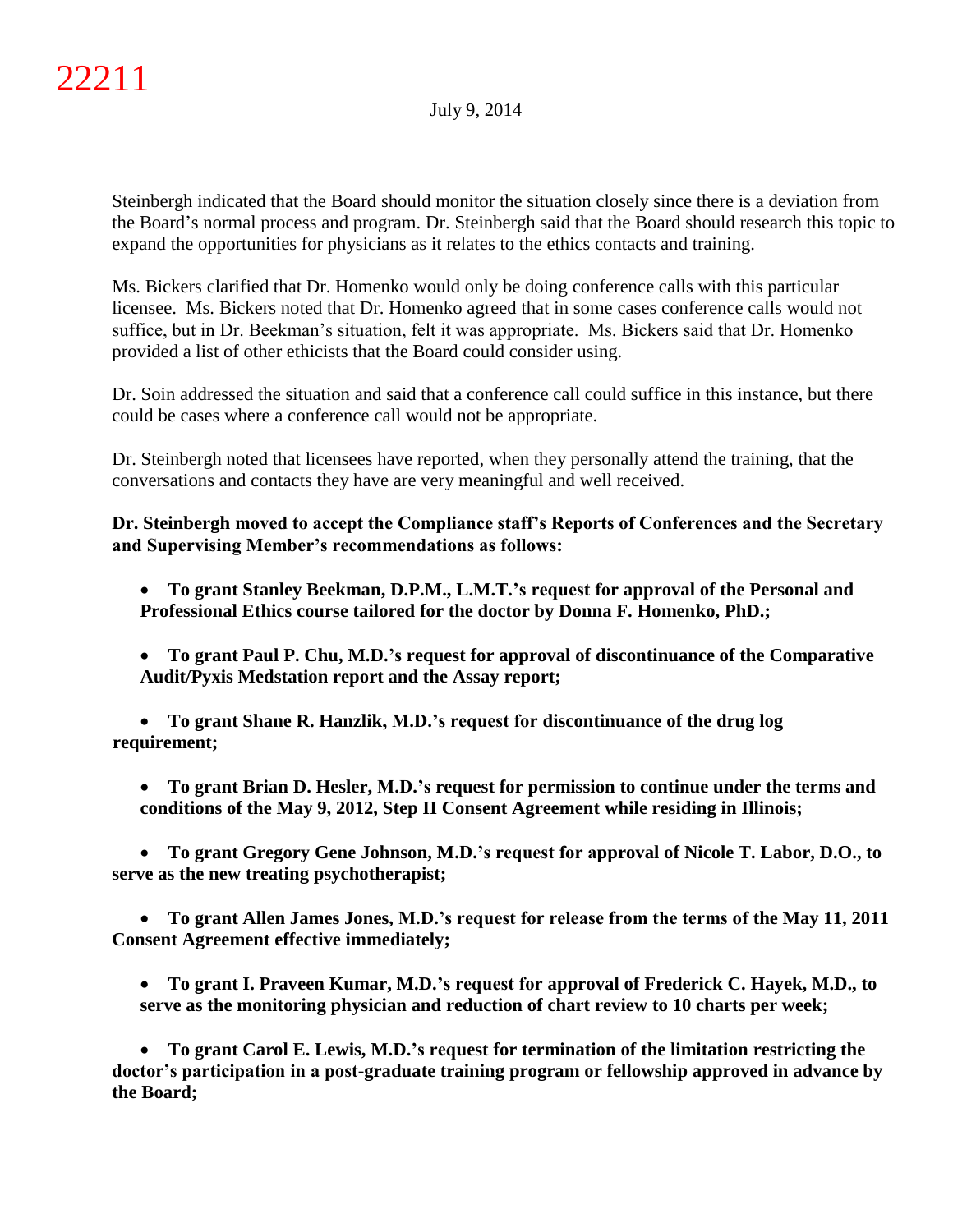Steinbergh indicated that the Board should monitor the situation closely since there is a deviation from the Board's normal process and program. Dr. Steinbergh said that the Board should research this topic to expand the opportunities for physicians as it relates to the ethics contacts and training.

Ms. Bickers clarified that Dr. Homenko would only be doing conference calls with this particular licensee. Ms. Bickers noted that Dr. Homenko agreed that in some cases conference calls would not suffice, but in Dr. Beekman's situation, felt it was appropriate. Ms. Bickers said that Dr. Homenko provided a list of other ethicists that the Board could consider using.

Dr. Soin addressed the situation and said that a conference call could suffice in this instance, but there could be cases where a conference call would not be appropriate.

Dr. Steinbergh noted that licensees have reported, when they personally attend the training, that the conversations and contacts they have are very meaningful and well received.

**Dr. Steinbergh moved to accept the Compliance staff's Reports of Conferences and the Secretary and Supervising Member's recommendations as follows:**

- **To grant Stanley Beekman, D.P.M., L.M.T.'s request for approval of the Personal and Professional Ethics course tailored for the doctor by Donna F. Homenko, PhD.;**
- **To grant Paul P. Chu, M.D.'s request for approval of discontinuance of the Comparative Audit/Pyxis Medstation report and the Assay report;**
- **To grant Shane R. Hanzlik, M.D.'s request for discontinuance of the drug log requirement;**
- **To grant Brian D. Hesler, M.D.'s request for permission to continue under the terms and conditions of the May 9, 2012, Step II Consent Agreement while residing in Illinois;**
- **To grant Gregory Gene Johnson, M.D.'s request for approval of Nicole T. Labor, D.O., to serve as the new treating psychotherapist;**
- **To grant Allen James Jones, M.D.'s request for release from the terms of the May 11, 2011 Consent Agreement effective immediately;**
- **To grant I. Praveen Kumar, M.D.'s request for approval of Frederick C. Hayek, M.D., to serve as the monitoring physician and reduction of chart review to 10 charts per week;**
- **To grant Carol E. Lewis, M.D.'s request for termination of the limitation restricting the doctor's participation in a post-graduate training program or fellowship approved in advance by the Board;**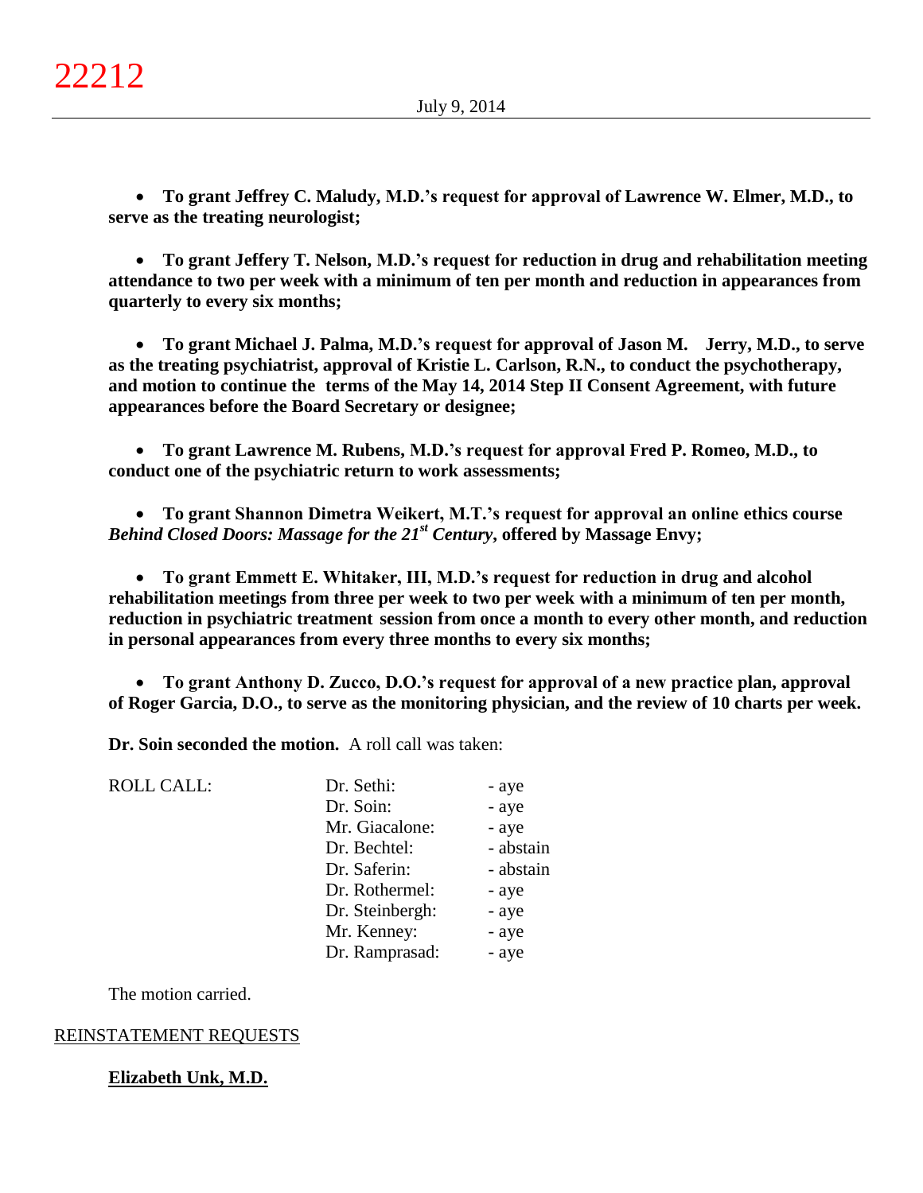- **To grant Jeffrey C. Maludy, M.D.'s request for approval of Lawrence W. Elmer, M.D., to serve as the treating neurologist;**

- **To grant Jeffery T. Nelson, M.D.'s request for reduction in drug and rehabilitation meeting attendance to two per week with a minimum of ten per month and reduction in appearances from quarterly to every six months;**

- **To grant Michael J. Palma, M.D.'s request for approval of Jason M. Jerry, M.D., to serve as the treating psychiatrist, approval of Kristie L. Carlson, R.N., to conduct the psychotherapy, and motion to continue the terms of the May 14, 2014 Step II Consent Agreement, with future appearances before the Board Secretary or designee;**

- **To grant Lawrence M. Rubens, M.D.'s request for approval Fred P. Romeo, M.D., to conduct one of the psychiatric return to work assessments;**

- **To grant Shannon Dimetra Weikert, M.T.'s request for approval an online ethics course *Behind Closed Doors: Massage for the 21st Century*, offered by Massage Envy;**

- **To grant Emmett E. Whitaker, III, M.D.'s request for reduction in drug and alcohol rehabilitation meetings from three per week to two per week with a minimum of ten per month, reduction in psychiatric treatment session from once a month to every other month, and reduction in personal appearances from every three months to every six months;**

- **To grant Anthony D. Zucco, D.O.'s request for approval of a new practice plan, approval of Roger Garcia, D.O., to serve as the monitoring physician, and the review of 10 charts per week.**

**Dr. Soin seconded the motion.** A roll call was taken:

| ROLL CALL: | | |
|---|---|---|
| | Dr. Sethi: | - aye |
| | Dr. Soin: | - aye |
| | Mr. Giacalone: | - aye |
| | Dr. Bechtel: | - abstain |
| | Dr. Saferin: | - abstain |
| | Dr. Rothermel: | - aye |
| | Dr. Steinbergh: | - aye |
| | Mr. Kenney: | - aye |
| | Dr. Ramprasad: | - aye |

The motion carried.

## REINSTATEMENT REQUESTS

### Elizabeth Unk, M.D.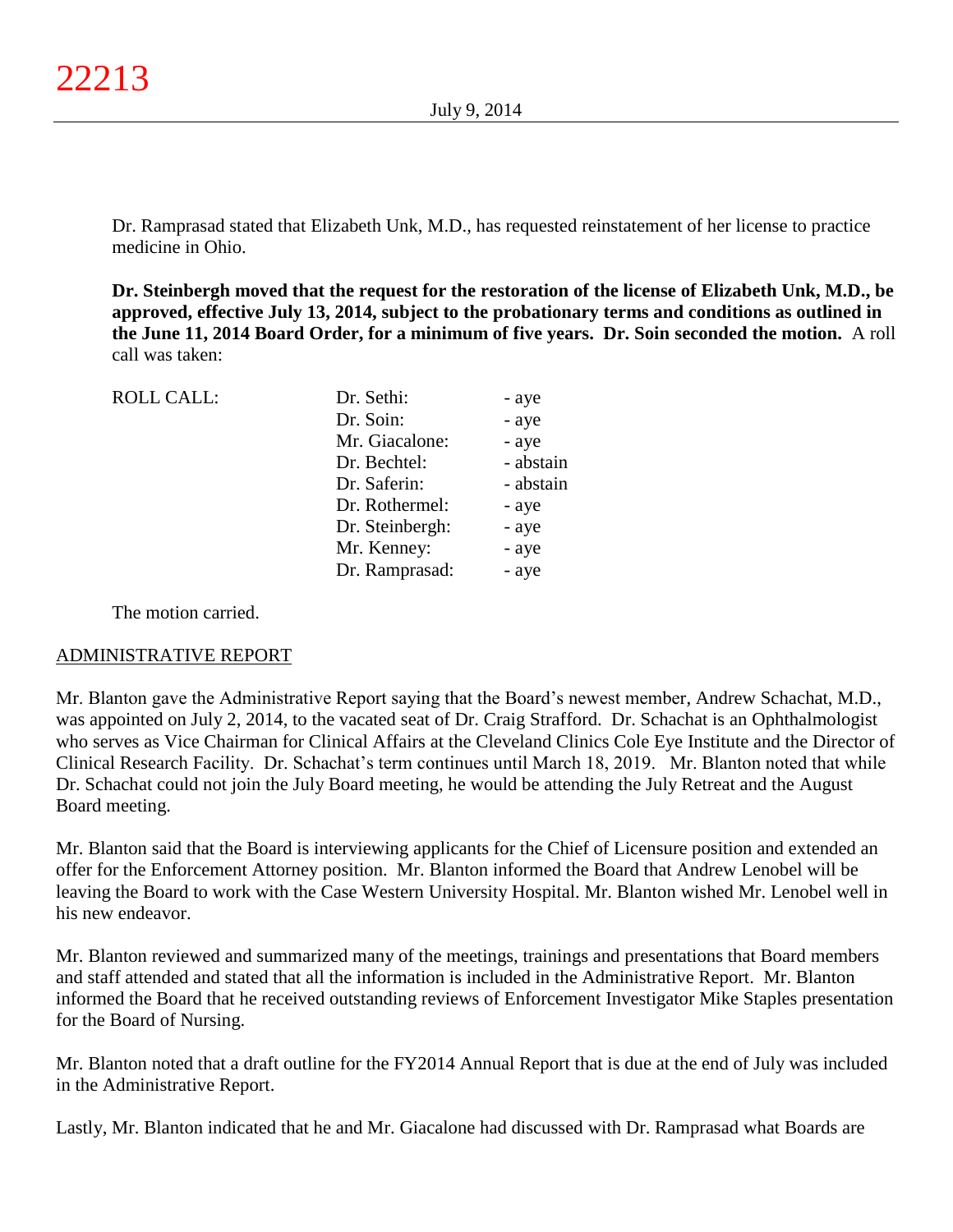Dr. Ramprasad stated that Elizabeth Unk, M.D., has requested reinstatement of her license to practice medicine in Ohio.

**Dr. Steinbergh moved that the request for the restoration of the license of Elizabeth Unk, M.D., be approved, effective July 13, 2014, subject to the probationary terms and conditions as outlined in the June 11, 2014 Board Order, for a minimum of five years. Dr. Soin seconded the motion.** A roll call was taken:

| ROLL CALL: | Dr. Sethi: | - aye |
|---|---|---|
| | Dr. Soin: | - aye |
| | Mr. Giacalone: | - aye |
| | Dr. Bechtel: | - abstain |
| | Dr. Saferin: | - abstain |
| | Dr. Rothermel: | - aye |
| | Dr. Steinbergh: | - aye |
| | Mr. Kenney: | - aye |
| | Dr. Ramprasad: | - aye |

The motion carried.

## ADMINISTRATIVE REPORT

Mr. Blanton gave the Administrative Report saying that the Board's newest member, Andrew Schachat, M.D., was appointed on July 2, 2014, to the vacated seat of Dr. Craig Strafford. Dr. Schachat is an Ophthalmologist who serves as Vice Chairman for Clinical Affairs at the Cleveland Clinics Cole Eye Institute and the Director of Clinical Research Facility. Dr. Schachat's term continues until March 18, 2019. Mr. Blanton noted that while Dr. Schachat could not join the July Board meeting, he would be attending the July Retreat and the August Board meeting.

Mr. Blanton said that the Board is interviewing applicants for the Chief of Licensure position and extended an offer for the Enforcement Attorney position. Mr. Blanton informed the Board that Andrew Lenobel will be leaving the Board to work with the Case Western University Hospital. Mr. Blanton wished Mr. Lenobel well in his new endeavor.

Mr. Blanton reviewed and summarized many of the meetings, trainings and presentations that Board members and staff attended and stated that all the information is included in the Administrative Report. Mr. Blanton informed the Board that he received outstanding reviews of Enforcement Investigator Mike Staples presentation for the Board of Nursing.

Mr. Blanton noted that a draft outline for the FY2014 Annual Report that is due at the end of July was included in the Administrative Report.

Lastly, Mr. Blanton indicated that he and Mr. Giacalone had discussed with Dr. Ramprasad what Boards are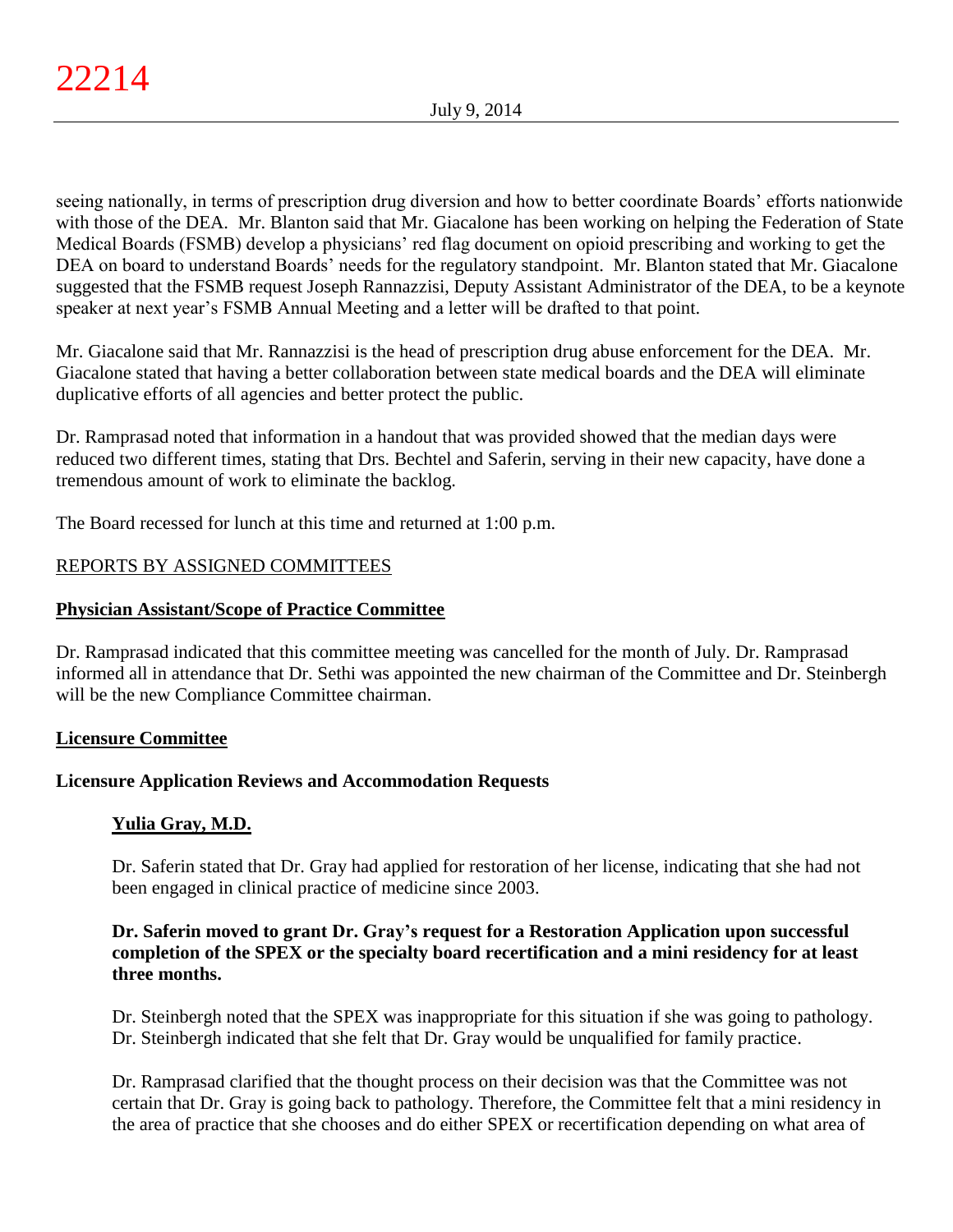seeing nationally, in terms of prescription drug diversion and how to better coordinate Boards' efforts nationwide with those of the DEA. Mr. Blanton said that Mr. Giacalone has been working on helping the Federation of State Medical Boards (FSMB) develop a physicians' red flag document on opioid prescribing and working to get the DEA on board to understand Boards' needs for the regulatory standpoint. Mr. Blanton stated that Mr. Giacalone suggested that the FSMB request Joseph Rannazzisi, Deputy Assistant Administrator of the DEA, to be a keynote speaker at next year's FSMB Annual Meeting and a letter will be drafted to that point.

Mr. Giacalone said that Mr. Rannazzisi is the head of prescription drug abuse enforcement for the DEA. Mr. Giacalone stated that having a better collaboration between state medical boards and the DEA will eliminate duplicative efforts of all agencies and better protect the public.

Dr. Ramprasad noted that information in a handout that was provided showed that the median days were reduced two different times, stating that Drs. Bechtel and Saferin, serving in their new capacity, have done a tremendous amount of work to eliminate the backlog.

The Board recessed for lunch at this time and returned at 1:00 p.m.

REPORTS BY ASSIGNED COMMITTEES

**Physician Assistant/Scope of Practice Committee**

Dr. Ramprasad indicated that this committee meeting was cancelled for the month of July. Dr. Ramprasad informed all in attendance that Dr. Sethi was appointed the new chairman of the Committee and Dr. Steinbergh will be the new Compliance Committee chairman.

**Licensure Committee**

**Licensure Application Reviews and Accommodation Requests**

**Yulia Gray, M.D.**

Dr. Saferin stated that Dr. Gray had applied for restoration of her license, indicating that she had not been engaged in clinical practice of medicine since 2003.

**Dr. Saferin moved to grant Dr. Gray's request for a Restoration Application upon successful completion of the SPEX or the specialty board recertification and a mini residency for at least three months.**

Dr. Steinbergh noted that the SPEX was inappropriate for this situation if she was going to pathology. Dr. Steinbergh indicated that she felt that Dr. Gray would be unqualified for family practice.

Dr. Ramprasad clarified that the thought process on their decision was that the Committee was not certain that Dr. Gray is going back to pathology. Therefore, the Committee felt that a mini residency in the area of practice that she chooses and do either SPEX or recertification depending on what area of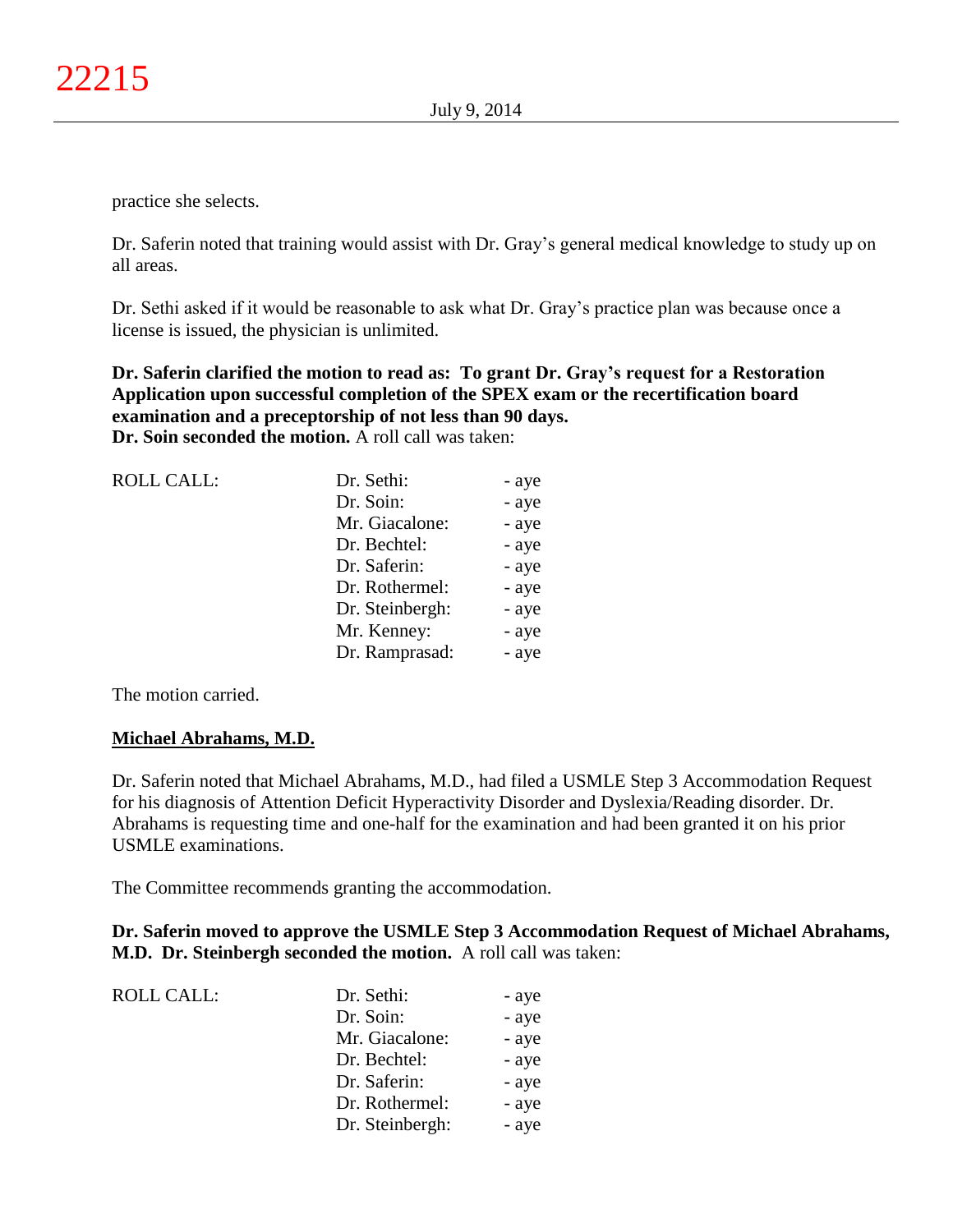practice she selects.

Dr. Saferin noted that training would assist with Dr. Gray's general medical knowledge to study up on all areas.

Dr. Sethi asked if it would be reasonable to ask what Dr. Gray's practice plan was because once a license is issued, the physician is unlimited.

**Dr. Saferin clarified the motion to read as: To grant Dr. Gray's request for a Restoration Application upon successful completion of the SPEX exam or the recertification board examination and a preceptorship of not less than 90 days.**
**Dr. Soin seconded the motion.** A roll call was taken:

| ROLL CALL: | Dr. Sethi: | - aye |
|---|---|---|
| | Dr. Soin: | - aye |
| | Mr. Giacalone: | - aye |
| | Dr. Bechtel: | - aye |
| | Dr. Saferin: | - aye |
| | Dr. Rothermel: | - aye |
| | Dr. Steinbergh: | - aye |
| | Mr. Kenney: | - aye |
| | Dr. Ramprasad: | - aye |

The motion carried.

**Michael Abrahams, M.D.**

Dr. Saferin noted that Michael Abrahams, M.D., had filed a USMLE Step 3 Accommodation Request for his diagnosis of Attention Deficit Hyperactivity Disorder and Dyslexia/Reading disorder. Dr. Abrahams is requesting time and one-half for the examination and had been granted it on his prior USMLE examinations.

The Committee recommends granting the accommodation.

**Dr. Saferin moved to approve the USMLE Step 3 Accommodation Request of Michael Abrahams, M.D. Dr. Steinbergh seconded the motion.** A roll call was taken:

| ROLL CALL: | Dr. Sethi: | - aye |
|---|---|---|
| | Dr. Soin: | - aye |
| | Mr. Giacalone: | - aye |
| | Dr. Bechtel: | - aye |
| | Dr. Saferin: | - aye |
| | Dr. Rothermel: | - aye |
| | Dr. Steinbergh: | - aye |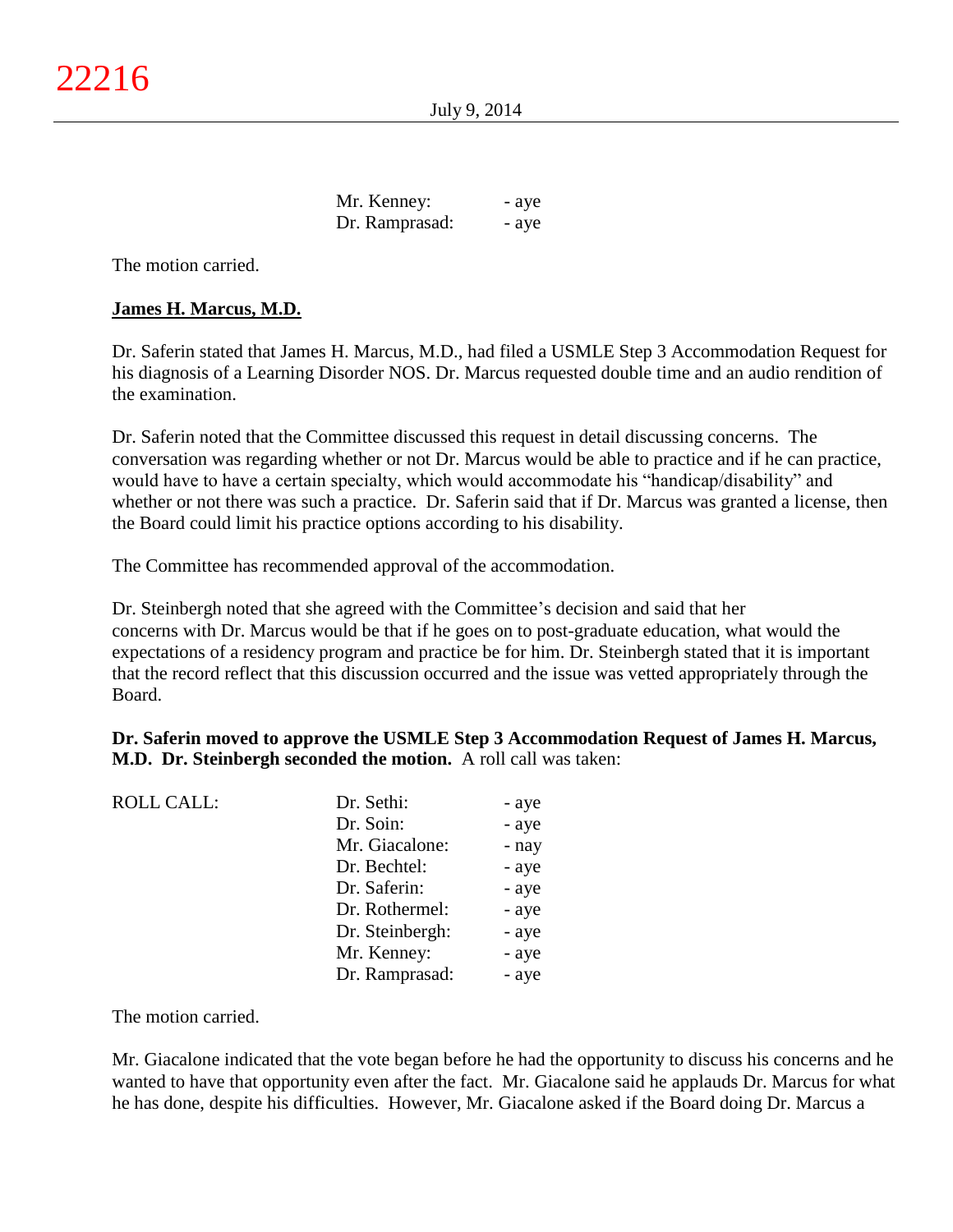| | | |
|---|---|---|
| | Mr. Kenney: | - aye |
| | Dr. Ramprasad: | - aye |

The motion carried.

**James H. Marcus, M.D.**

Dr. Saferin stated that James H. Marcus, M.D., had filed a USMLE Step 3 Accommodation Request for his diagnosis of a Learning Disorder NOS. Dr. Marcus requested double time and an audio rendition of the examination.

Dr. Saferin noted that the Committee discussed this request in detail discussing concerns. The conversation was regarding whether or not Dr. Marcus would be able to practice and if he can practice, would have to have a certain specialty, which would accommodate his "handicap/disability" and whether or not there was such a practice. Dr. Saferin said that if Dr. Marcus was granted a license, then the Board could limit his practice options according to his disability.

The Committee has recommended approval of the accommodation.

Dr. Steinbergh noted that she agreed with the Committee's decision and said that her concerns with Dr. Marcus would be that if he goes on to post-graduate education, what would the expectations of a residency program and practice be for him. Dr. Steinbergh stated that it is important that the record reflect that this discussion occurred and the issue was vetted appropriately through the Board.

**Dr. Saferin moved to approve the USMLE Step 3 Accommodation Request of James H. Marcus, M.D. Dr. Steinbergh seconded the motion.** A roll call was taken:

| | | |
|---|---|---|
| ROLL CALL: | Dr. Sethi: | - aye |
| | Dr. Soin: | - aye |
| | Mr. Giacalone: | - nay |
| | Dr. Bechtel: | - aye |
| | Dr. Saferin: | - aye |
| | Dr. Rothermel: | - aye |
| | Dr. Steinbergh: | - aye |
| | Mr. Kenney: | - aye |
| | Dr. Ramprasad: | - aye |

The motion carried.

Mr. Giacalone indicated that the vote began before he had the opportunity to discuss his concerns and he wanted to have that opportunity even after the fact. Mr. Giacalone said he applauds Dr. Marcus for what he has done, despite his difficulties. However, Mr. Giacalone asked if the Board doing Dr. Marcus a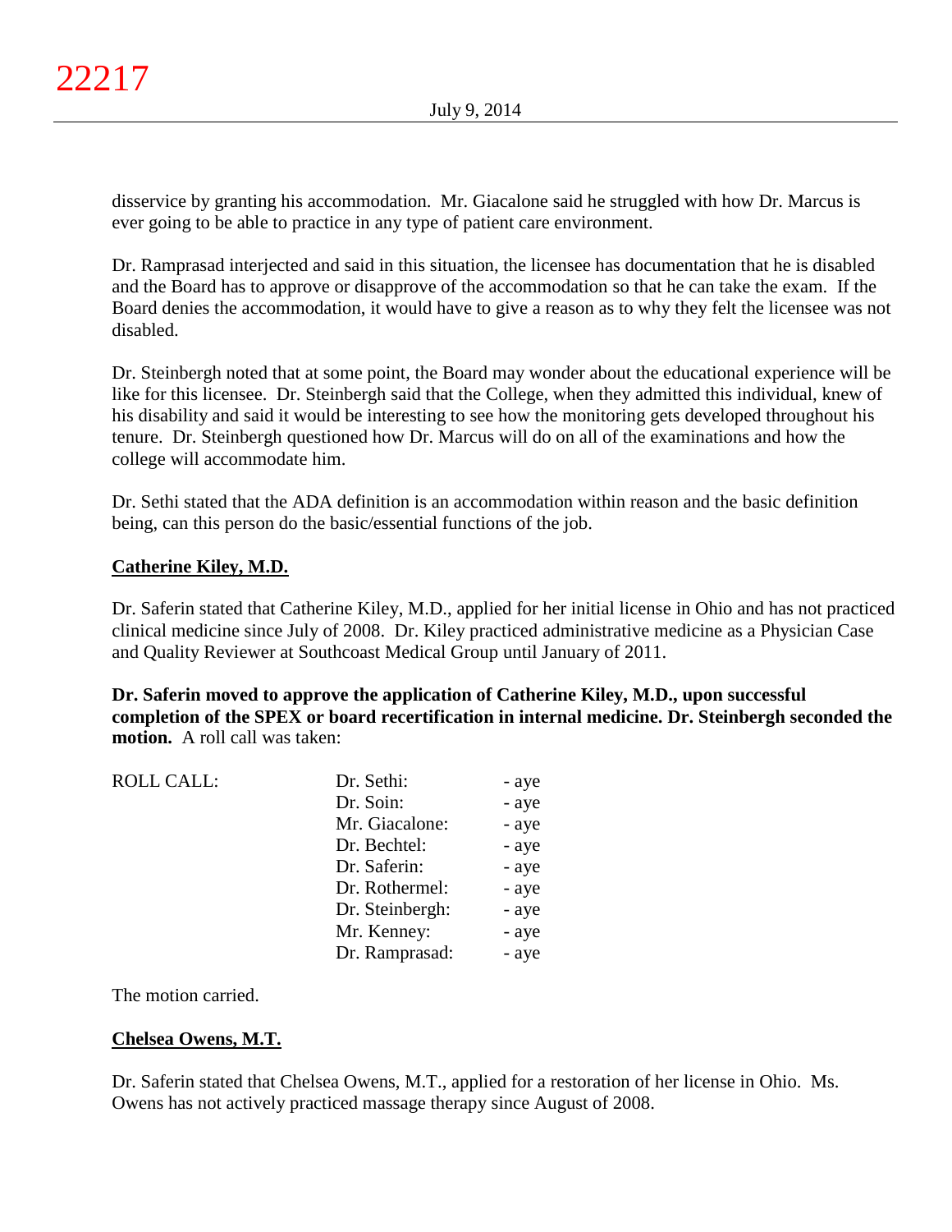disservice by granting his accommodation. Mr. Giacalone said he struggled with how Dr. Marcus is ever going to be able to practice in any type of patient care environment.

Dr. Ramprasad interjected and said in this situation, the licensee has documentation that he is disabled and the Board has to approve or disapprove of the accommodation so that he can take the exam. If the Board denies the accommodation, it would have to give a reason as to why they felt the licensee was not disabled.

Dr. Steinbergh noted that at some point, the Board may wonder about the educational experience will be like for this licensee. Dr. Steinbergh said that the College, when they admitted this individual, knew of his disability and said it would be interesting to see how the monitoring gets developed throughout his tenure. Dr. Steinbergh questioned how Dr. Marcus will do on all of the examinations and how the college will accommodate him.

Dr. Sethi stated that the ADA definition is an accommodation within reason and the basic definition being, can this person do the basic/essential functions of the job.

**Catherine Kiley, M.D.**

Dr. Saferin stated that Catherine Kiley, M.D., applied for her initial license in Ohio and has not practiced clinical medicine since July of 2008. Dr. Kiley practiced administrative medicine as a Physician Case and Quality Reviewer at Southcoast Medical Group until January of 2011.

**Dr. Saferin moved to approve the application of Catherine Kiley, M.D., upon successful completion of the SPEX or board recertification in internal medicine. Dr. Steinbergh seconded the motion.** A roll call was taken:

| ROLL CALL: | Dr. Sethi: | - aye |
|---|---|---|
| | Dr. Soin: | - aye |
| | Mr. Giacalone: | - aye |
| | Dr. Bechtel: | - aye |
| | Dr. Saferin: | - aye |
| | Dr. Rothermel: | - aye |
| | Dr. Steinbergh: | - aye |
| | Mr. Kenney: | - aye |
| | Dr. Ramprasad: | - aye |

The motion carried.

**Chelsea Owens, M.T.**

Dr. Saferin stated that Chelsea Owens, M.T., applied for a restoration of her license in Ohio. Ms. Owens has not actively practiced massage therapy since August of 2008.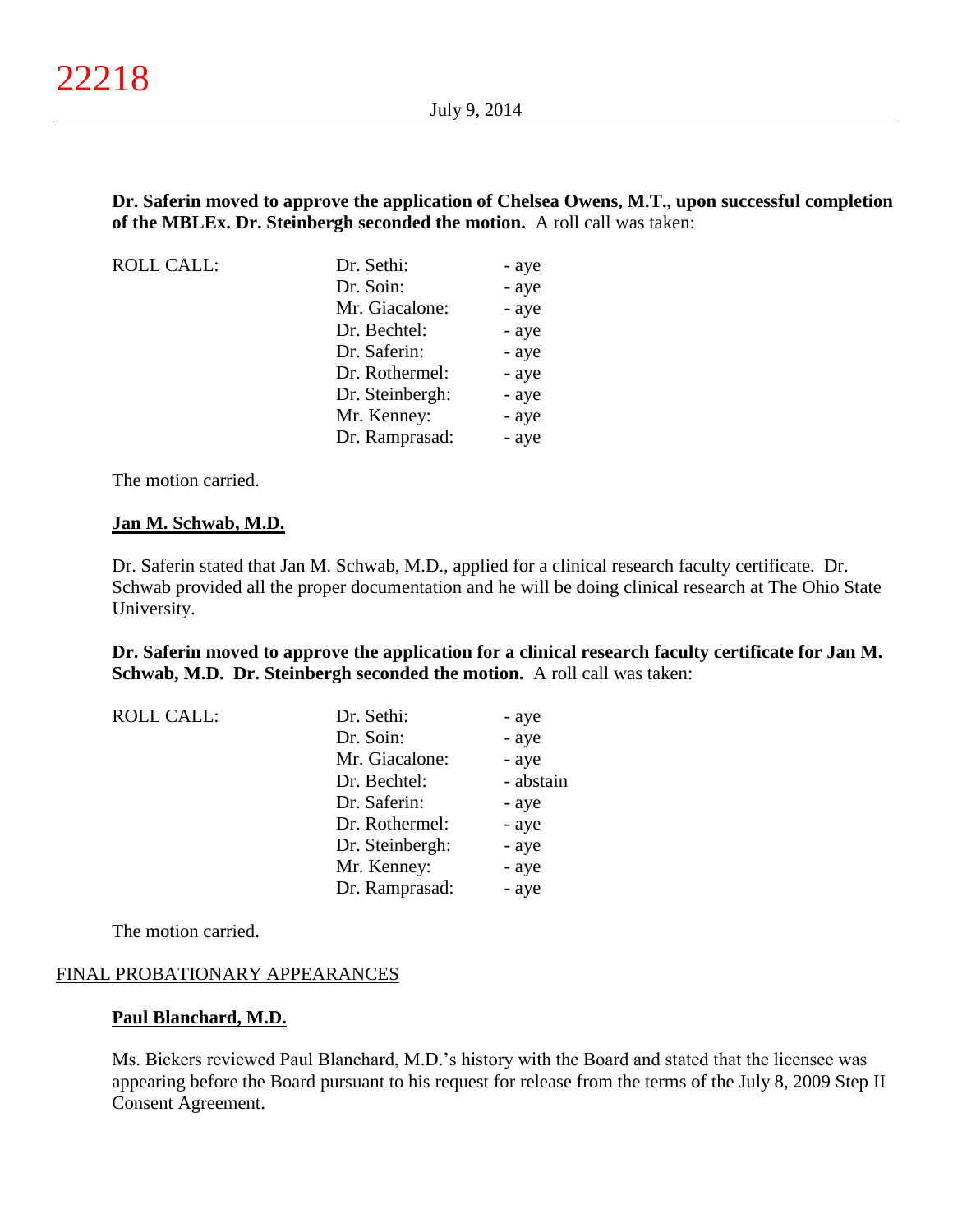**Dr. Saferin moved to approve the application of Chelsea Owens, M.T., upon successful completion of the MBLEx. Dr. Steinbergh seconded the motion.** A roll call was taken:

| ROLL CALL: | Dr. Sethi: | - aye |
|---|---|---|
| | Dr. Soin: | - aye |
| | Mr. Giacalone: | - aye |
| | Dr. Bechtel: | - aye |
| | Dr. Saferin: | - aye |
| | Dr. Rothermel: | - aye |
| | Dr. Steinbergh: | - aye |
| | Mr. Kenney: | - aye |
| | Dr. Ramprasad: | - aye |

The motion carried.

**Jan M. Schwab, M.D.**

Dr. Saferin stated that Jan M. Schwab, M.D., applied for a clinical research faculty certificate. Dr. Schwab provided all the proper documentation and he will be doing clinical research at The Ohio State University.

**Dr. Saferin moved to approve the application for a clinical research faculty certificate for Jan M. Schwab, M.D. Dr. Steinbergh seconded the motion.** A roll call was taken:

| ROLL CALL: | Dr. Sethi: | - aye |
|---|---|---|
| | Dr. Soin: | - aye |
| | Mr. Giacalone: | - aye |
| | Dr. Bechtel: | - abstain |
| | Dr. Saferin: | - aye |
| | Dr. Rothermel: | - aye |
| | Dr. Steinbergh: | - aye |
| | Mr. Kenney: | - aye |
| | Dr. Ramprasad: | - aye |

The motion carried.

## FINAL PROBATIONARY APPEARANCES

**Paul Blanchard, M.D.**

Ms. Bickers reviewed Paul Blanchard, M.D.'s history with the Board and stated that the licensee was appearing before the Board pursuant to his request for release from the terms of the July 8, 2009 Step II Consent Agreement.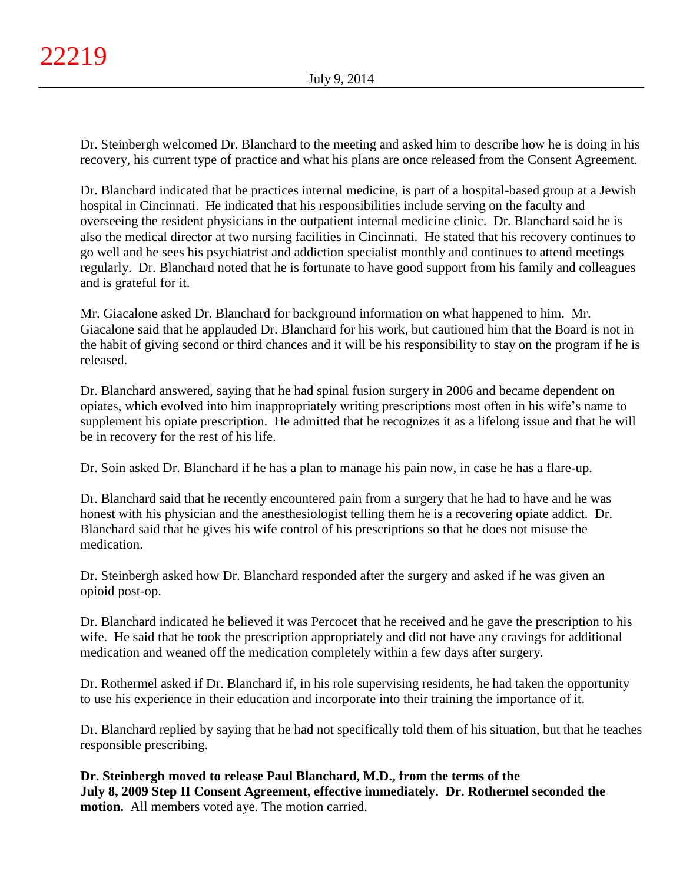Dr. Steinbergh welcomed Dr. Blanchard to the meeting and asked him to describe how he is doing in his recovery, his current type of practice and what his plans are once released from the Consent Agreement.

Dr. Blanchard indicated that he practices internal medicine, is part of a hospital-based group at a Jewish hospital in Cincinnati. He indicated that his responsibilities include serving on the faculty and overseeing the resident physicians in the outpatient internal medicine clinic. Dr. Blanchard said he is also the medical director at two nursing facilities in Cincinnati. He stated that his recovery continues to go well and he sees his psychiatrist and addiction specialist monthly and continues to attend meetings regularly. Dr. Blanchard noted that he is fortunate to have good support from his family and colleagues and is grateful for it.

Mr. Giacalone asked Dr. Blanchard for background information on what happened to him. Mr. Giacalone said that he applauded Dr. Blanchard for his work, but cautioned him that the Board is not in the habit of giving second or third chances and it will be his responsibility to stay on the program if he is released.

Dr. Blanchard answered, saying that he had spinal fusion surgery in 2006 and became dependent on opiates, which evolved into him inappropriately writing prescriptions most often in his wife's name to supplement his opiate prescription. He admitted that he recognizes it as a lifelong issue and that he will be in recovery for the rest of his life.

Dr. Soin asked Dr. Blanchard if he has a plan to manage his pain now, in case he has a flare-up.

Dr. Blanchard said that he recently encountered pain from a surgery that he had to have and he was honest with his physician and the anesthesiologist telling them he is a recovering opiate addict. Dr. Blanchard said that he gives his wife control of his prescriptions so that he does not misuse the medication.

Dr. Steinbergh asked how Dr. Blanchard responded after the surgery and asked if he was given an opioid post-op.

Dr. Blanchard indicated he believed it was Percocet that he received and he gave the prescription to his wife. He said that he took the prescription appropriately and did not have any cravings for additional medication and weaned off the medication completely within a few days after surgery.

Dr. Rothermel asked if Dr. Blanchard if, in his role supervising residents, he had taken the opportunity to use his experience in their education and incorporate into their training the importance of it.

Dr. Blanchard replied by saying that he had not specifically told them of his situation, but that he teaches responsible prescribing.

**Dr. Steinbergh moved to release Paul Blanchard, M.D., from the terms of the July 8, 2009 Step II Consent Agreement, effective immediately. Dr. Rothermel seconded the motion.** All members voted aye. The motion carried.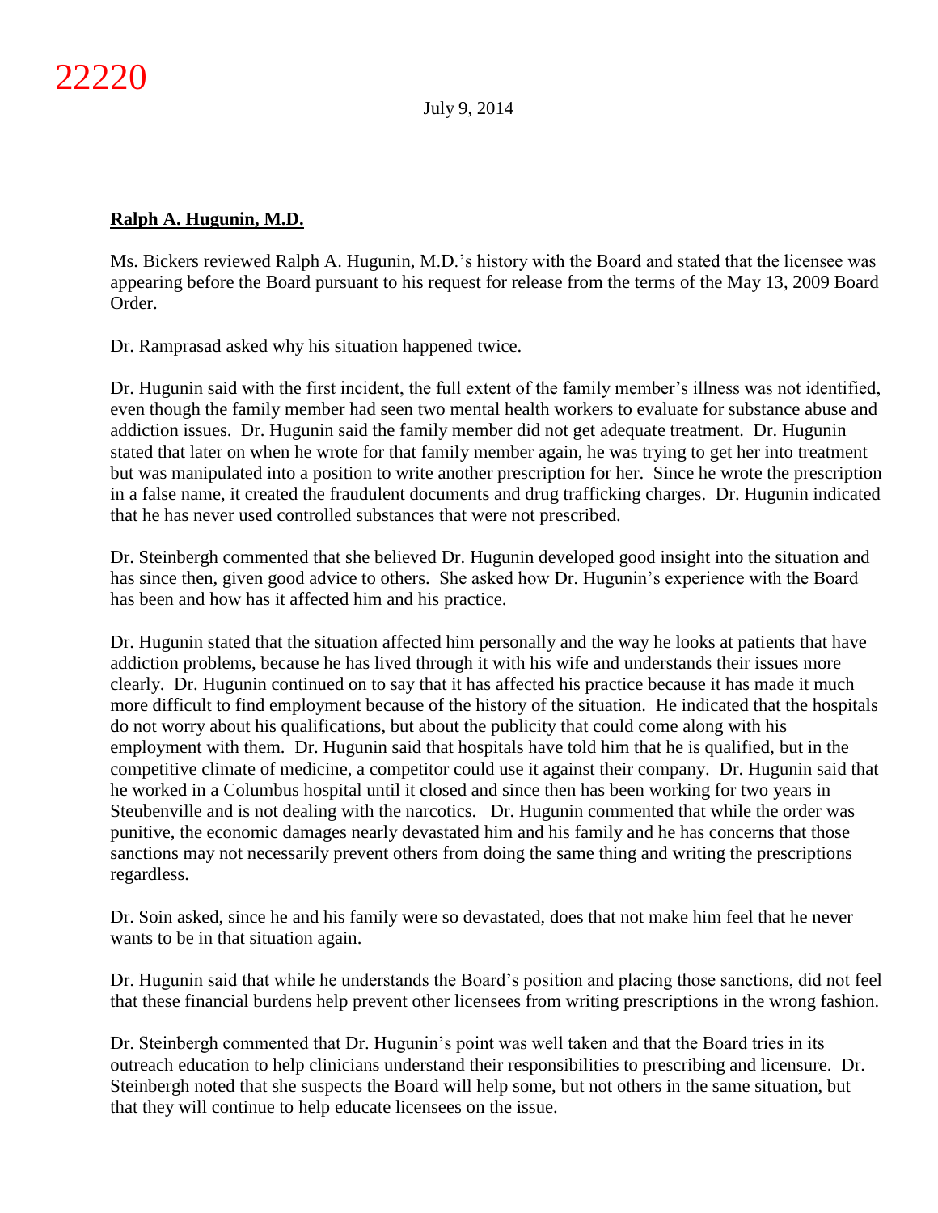**Ralph A. Hugunin, M.D.**

Ms. Bickers reviewed Ralph A. Hugunin, M.D.'s history with the Board and stated that the licensee was appearing before the Board pursuant to his request for release from the terms of the May 13, 2009 Board Order.

Dr. Ramprasad asked why his situation happened twice.

Dr. Hugunin said with the first incident, the full extent of the family member's illness was not identified, even though the family member had seen two mental health workers to evaluate for substance abuse and addiction issues. Dr. Hugunin said the family member did not get adequate treatment. Dr. Hugunin stated that later on when he wrote for that family member again, he was trying to get her into treatment but was manipulated into a position to write another prescription for her. Since he wrote the prescription in a false name, it created the fraudulent documents and drug trafficking charges. Dr. Hugunin indicated that he has never used controlled substances that were not prescribed.

Dr. Steinbergh commented that she believed Dr. Hugunin developed good insight into the situation and has since then, given good advice to others. She asked how Dr. Hugunin's experience with the Board has been and how has it affected him and his practice.

Dr. Hugunin stated that the situation affected him personally and the way he looks at patients that have addiction problems, because he has lived through it with his wife and understands their issues more clearly. Dr. Hugunin continued on to say that it has affected his practice because it has made it much more difficult to find employment because of the history of the situation. He indicated that the hospitals do not worry about his qualifications, but about the publicity that could come along with his employment with them. Dr. Hugunin said that hospitals have told him that he is qualified, but in the competitive climate of medicine, a competitor could use it against their company. Dr. Hugunin said that he worked in a Columbus hospital until it closed and since then has been working for two years in Steubenville and is not dealing with the narcotics. Dr. Hugunin commented that while the order was punitive, the economic damages nearly devastated him and his family and he has concerns that those sanctions may not necessarily prevent others from doing the same thing and writing the prescriptions regardless.

Dr. Soin asked, since he and his family were so devastated, does that not make him feel that he never wants to be in that situation again.

Dr. Hugunin said that while he understands the Board's position and placing those sanctions, did not feel that these financial burdens help prevent other licensees from writing prescriptions in the wrong fashion.

Dr. Steinbergh commented that Dr. Hugunin's point was well taken and that the Board tries in its outreach education to help clinicians understand their responsibilities to prescribing and licensure. Dr. Steinbergh noted that she suspects the Board will help some, but not others in the same situation, but that they will continue to help educate licensees on the issue.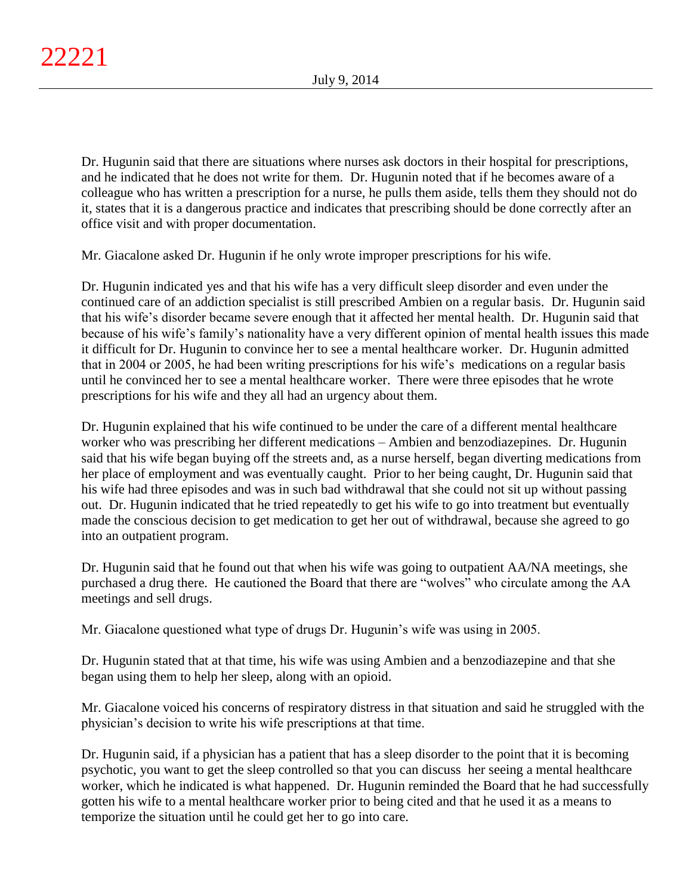Dr. Hugunin said that there are situations where nurses ask doctors in their hospital for prescriptions, and he indicated that he does not write for them. Dr. Hugunin noted that if he becomes aware of a colleague who has written a prescription for a nurse, he pulls them aside, tells them they should not do it, states that it is a dangerous practice and indicates that prescribing should be done correctly after an office visit and with proper documentation.

Mr. Giacalone asked Dr. Hugunin if he only wrote improper prescriptions for his wife.

Dr. Hugunin indicated yes and that his wife has a very difficult sleep disorder and even under the continued care of an addiction specialist is still prescribed Ambien on a regular basis. Dr. Hugunin said that his wife's disorder became severe enough that it affected her mental health. Dr. Hugunin said that because of his wife's family's nationality have a very different opinion of mental health issues this made it difficult for Dr. Hugunin to convince her to see a mental healthcare worker. Dr. Hugunin admitted that in 2004 or 2005, he had been writing prescriptions for his wife's medications on a regular basis until he convinced her to see a mental healthcare worker. There were three episodes that he wrote prescriptions for his wife and they all had an urgency about them.

Dr. Hugunin explained that his wife continued to be under the care of a different mental healthcare worker who was prescribing her different medications – Ambien and benzodiazepines. Dr. Hugunin said that his wife began buying off the streets and, as a nurse herself, began diverting medications from her place of employment and was eventually caught. Prior to her being caught, Dr. Hugunin said that his wife had three episodes and was in such bad withdrawal that she could not sit up without passing out. Dr. Hugunin indicated that he tried repeatedly to get his wife to go into treatment but eventually made the conscious decision to get medication to get her out of withdrawal, because she agreed to go into an outpatient program.

Dr. Hugunin said that he found out that when his wife was going to outpatient AA/NA meetings, she purchased a drug there. He cautioned the Board that there are "wolves" who circulate among the AA meetings and sell drugs.

Mr. Giacalone questioned what type of drugs Dr. Hugunin's wife was using in 2005.

Dr. Hugunin stated that at that time, his wife was using Ambien and a benzodiazepine and that she began using them to help her sleep, along with an opioid.

Mr. Giacalone voiced his concerns of respiratory distress in that situation and said he struggled with the physician's decision to write his wife prescriptions at that time.

Dr. Hugunin said, if a physician has a patient that has a sleep disorder to the point that it is becoming psychotic, you want to get the sleep controlled so that you can discuss her seeing a mental healthcare worker, which he indicated is what happened. Dr. Hugunin reminded the Board that he had successfully gotten his wife to a mental healthcare worker prior to being cited and that he used it as a means to temporize the situation until he could get her to go into care.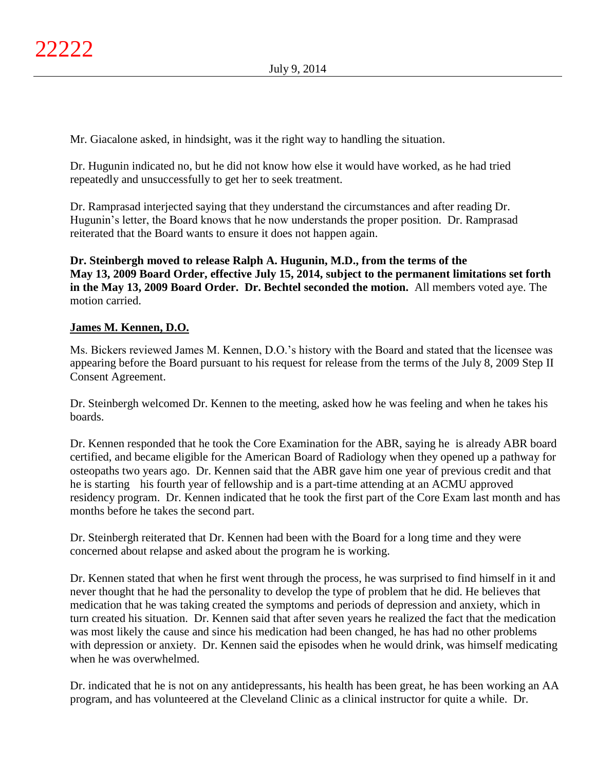Mr. Giacalone asked, in hindsight, was it the right way to handling the situation.

Dr. Hugunin indicated no, but he did not know how else it would have worked, as he had tried repeatedly and unsuccessfully to get her to seek treatment.

Dr. Ramprasad interjected saying that they understand the circumstances and after reading Dr. Hugunin's letter, the Board knows that he now understands the proper position. Dr. Ramprasad reiterated that the Board wants to ensure it does not happen again.

**Dr. Steinbergh moved to release Ralph A. Hugunin, M.D., from the terms of the May 13, 2009 Board Order, effective July 15, 2014, subject to the permanent limitations set forth in the May 13, 2009 Board Order. Dr. Bechtel seconded the motion.** All members voted aye. The motion carried.

**James M. Kennen, D.O.**

Ms. Bickers reviewed James M. Kennen, D.O.'s history with the Board and stated that the licensee was appearing before the Board pursuant to his request for release from the terms of the July 8, 2009 Step II Consent Agreement.

Dr. Steinbergh welcomed Dr. Kennen to the meeting, asked how he was feeling and when he takes his boards.

Dr. Kennen responded that he took the Core Examination for the ABR, saying he is already ABR board certified, and became eligible for the American Board of Radiology when they opened up a pathway for osteopaths two years ago. Dr. Kennen said that the ABR gave him one year of previous credit and that he is starting his fourth year of fellowship and is a part-time attending at an ACMU approved residency program. Dr. Kennen indicated that he took the first part of the Core Exam last month and has months before he takes the second part.

Dr. Steinbergh reiterated that Dr. Kennen had been with the Board for a long time and they were concerned about relapse and asked about the program he is working.

Dr. Kennen stated that when he first went through the process, he was surprised to find himself in it and never thought that he had the personality to develop the type of problem that he did. He believes that medication that he was taking created the symptoms and periods of depression and anxiety, which in turn created his situation. Dr. Kennen said that after seven years he realized the fact that the medication was most likely the cause and since his medication had been changed, he has had no other problems with depression or anxiety. Dr. Kennen said the episodes when he would drink, was himself medicating when he was overwhelmed.

Dr. indicated that he is not on any antidepressants, his health has been great, he has been working an AA program, and has volunteered at the Cleveland Clinic as a clinical instructor for quite a while. Dr.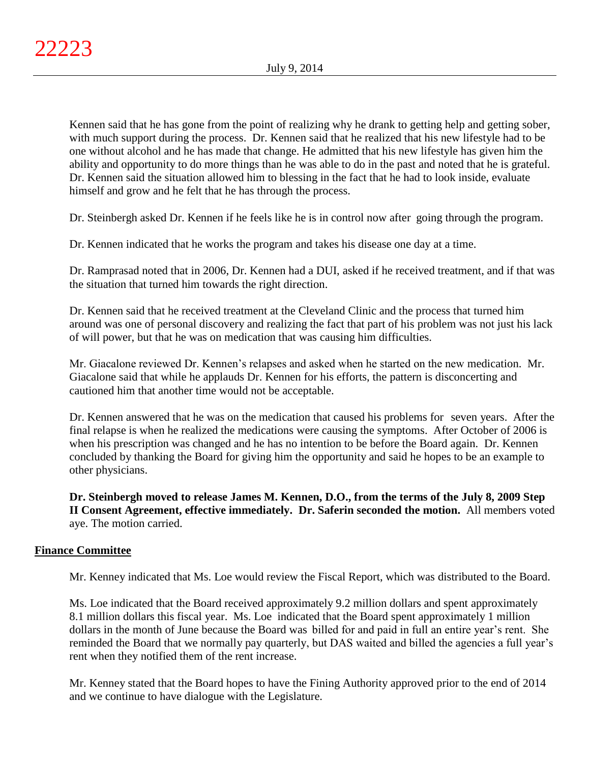Kennen said that he has gone from the point of realizing why he drank to getting help and getting sober, with much support during the process. Dr. Kennen said that he realized that his new lifestyle had to be one without alcohol and he has made that change. He admitted that his new lifestyle has given him the ability and opportunity to do more things than he was able to do in the past and noted that he is grateful. Dr. Kennen said the situation allowed him to blessing in the fact that he had to look inside, evaluate himself and grow and he felt that he has through the process.

Dr. Steinbergh asked Dr. Kennen if he feels like he is in control now after going through the program.

Dr. Kennen indicated that he works the program and takes his disease one day at a time.

Dr. Ramprasad noted that in 2006, Dr. Kennen had a DUI, asked if he received treatment, and if that was the situation that turned him towards the right direction.

Dr. Kennen said that he received treatment at the Cleveland Clinic and the process that turned him around was one of personal discovery and realizing the fact that part of his problem was not just his lack of will power, but that he was on medication that was causing him difficulties.

Mr. Giacalone reviewed Dr. Kennen's relapses and asked when he started on the new medication. Mr. Giacalone said that while he applauds Dr. Kennen for his efforts, the pattern is disconcerting and cautioned him that another time would not be acceptable.

Dr. Kennen answered that he was on the medication that caused his problems for seven years. After the final relapse is when he realized the medications were causing the symptoms. After October of 2006 is when his prescription was changed and he has no intention to be before the Board again. Dr. Kennen concluded by thanking the Board for giving him the opportunity and said he hopes to be an example to other physicians.

**Dr. Steinbergh moved to release James M. Kennen, D.O., from the terms of the July 8, 2009 Step II Consent Agreement, effective immediately. Dr. Saferin seconded the motion.** All members voted aye. The motion carried.

## Finance Committee

Mr. Kenney indicated that Ms. Loe would review the Fiscal Report, which was distributed to the Board.

Ms. Loe indicated that the Board received approximately 9.2 million dollars and spent approximately 8.1 million dollars this fiscal year. Ms. Loe indicated that the Board spent approximately 1 million dollars in the month of June because the Board was billed for and paid in full an entire year's rent. She reminded the Board that we normally pay quarterly, but DAS waited and billed the agencies a full year's rent when they notified them of the rent increase.

Mr. Kenney stated that the Board hopes to have the Fining Authority approved prior to the end of 2014 and we continue to have dialogue with the Legislature.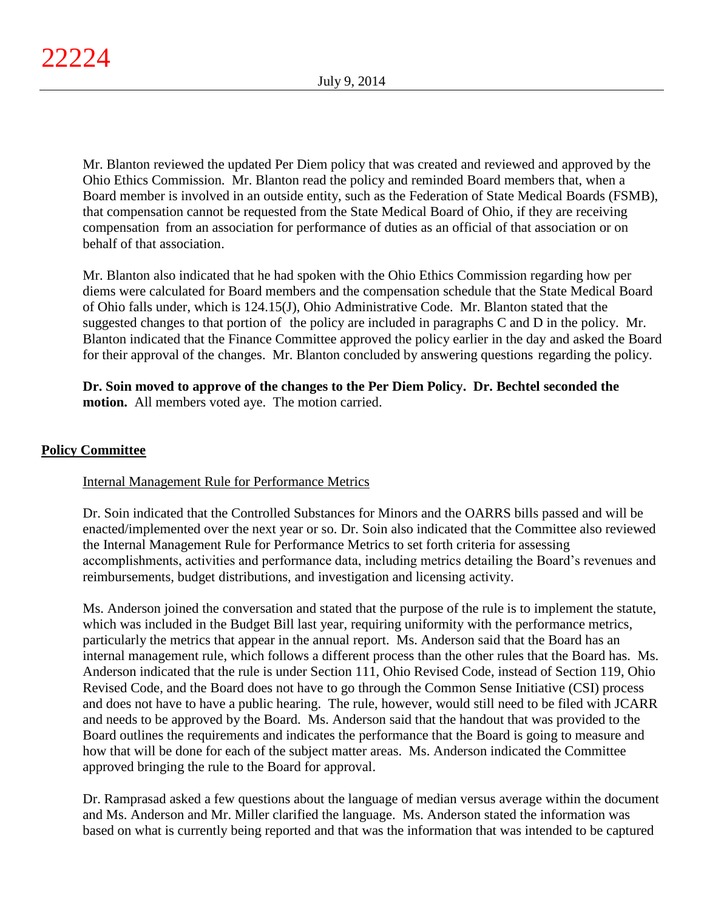Mr. Blanton reviewed the updated Per Diem policy that was created and reviewed and approved by the Ohio Ethics Commission. Mr. Blanton read the policy and reminded Board members that, when a Board member is involved in an outside entity, such as the Federation of State Medical Boards (FSMB), that compensation cannot be requested from the State Medical Board of Ohio, if they are receiving compensation from an association for performance of duties as an official of that association or on behalf of that association.

Mr. Blanton also indicated that he had spoken with the Ohio Ethics Commission regarding how per diems were calculated for Board members and the compensation schedule that the State Medical Board of Ohio falls under, which is 124.15(J), Ohio Administrative Code. Mr. Blanton stated that the suggested changes to that portion of the policy are included in paragraphs C and D in the policy. Mr. Blanton indicated that the Finance Committee approved the policy earlier in the day and asked the Board for their approval of the changes. Mr. Blanton concluded by answering questions regarding the policy.

**Dr. Soin moved to approve of the changes to the Per Diem Policy. Dr. Bechtel seconded the motion.** All members voted aye. The motion carried.

## Policy Committee

### Internal Management Rule for Performance Metrics

Dr. Soin indicated that the Controlled Substances for Minors and the OARRS bills passed and will be enacted/implemented over the next year or so. Dr. Soin also indicated that the Committee also reviewed the Internal Management Rule for Performance Metrics to set forth criteria for assessing accomplishments, activities and performance data, including metrics detailing the Board's revenues and reimbursements, budget distributions, and investigation and licensing activity.

Ms. Anderson joined the conversation and stated that the purpose of the rule is to implement the statute, which was included in the Budget Bill last year, requiring uniformity with the performance metrics, particularly the metrics that appear in the annual report. Ms. Anderson said that the Board has an internal management rule, which follows a different process than the other rules that the Board has. Ms. Anderson indicated that the rule is under Section 111, Ohio Revised Code, instead of Section 119, Ohio Revised Code, and the Board does not have to go through the Common Sense Initiative (CSI) process and does not have to have a public hearing. The rule, however, would still need to be filed with JCARR and needs to be approved by the Board. Ms. Anderson said that the handout that was provided to the Board outlines the requirements and indicates the performance that the Board is going to measure and how that will be done for each of the subject matter areas. Ms. Anderson indicated the Committee approved bringing the rule to the Board for approval.

Dr. Ramprasad asked a few questions about the language of median versus average within the document and Ms. Anderson and Mr. Miller clarified the language. Ms. Anderson stated the information was based on what is currently being reported and that was the information that was intended to be captured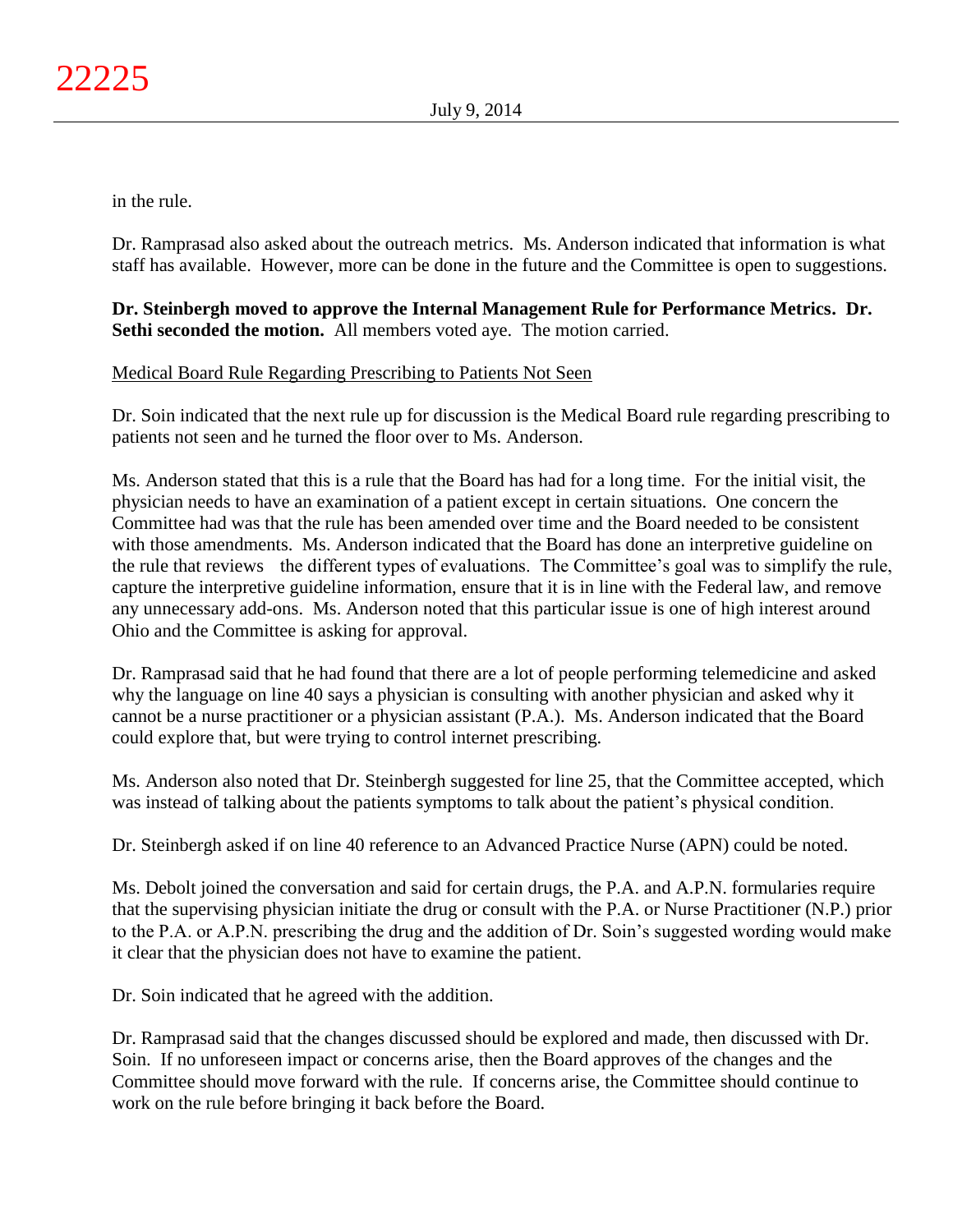in the rule.

Dr. Ramprasad also asked about the outreach metrics. Ms. Anderson indicated that information is what staff has available. However, more can be done in the future and the Committee is open to suggestions.

**Dr. Steinbergh moved to approve the Internal Management Rule for Performance Metrics. Dr. Sethi seconded the motion.** All members voted aye. The motion carried.

<u>Medical Board Rule Regarding Prescribing to Patients Not Seen</u>

Dr. Soin indicated that the next rule up for discussion is the Medical Board rule regarding prescribing to patients not seen and he turned the floor over to Ms. Anderson.

Ms. Anderson stated that this is a rule that the Board has had for a long time. For the initial visit, the physician needs to have an examination of a patient except in certain situations. One concern the Committee had was that the rule has been amended over time and the Board needed to be consistent with those amendments. Ms. Anderson indicated that the Board has done an interpretive guideline on the rule that reviews the different types of evaluations. The Committee's goal was to simplify the rule, capture the interpretive guideline information, ensure that it is in line with the Federal law, and remove any unnecessary add-ons. Ms. Anderson noted that this particular issue is one of high interest around Ohio and the Committee is asking for approval.

Dr. Ramprasad said that he had found that there are a lot of people performing telemedicine and asked why the language on line 40 says a physician is consulting with another physician and asked why it cannot be a nurse practitioner or a physician assistant (P.A.). Ms. Anderson indicated that the Board could explore that, but were trying to control internet prescribing.

Ms. Anderson also noted that Dr. Steinbergh suggested for line 25, that the Committee accepted, which was instead of talking about the patients symptoms to talk about the patient's physical condition.

Dr. Steinbergh asked if on line 40 reference to an Advanced Practice Nurse (APN) could be noted.

Ms. Debolt joined the conversation and said for certain drugs, the P.A. and A.P.N. formularies require that the supervising physician initiate the drug or consult with the P.A. or Nurse Practitioner (N.P.) prior to the P.A. or A.P.N. prescribing the drug and the addition of Dr. Soin's suggested wording would make it clear that the physician does not have to examine the patient.

Dr. Soin indicated that he agreed with the addition.

Dr. Ramprasad said that the changes discussed should be explored and made, then discussed with Dr. Soin. If no unforeseen impact or concerns arise, then the Board approves of the changes and the Committee should move forward with the rule. If concerns arise, the Committee should continue to work on the rule before bringing it back before the Board.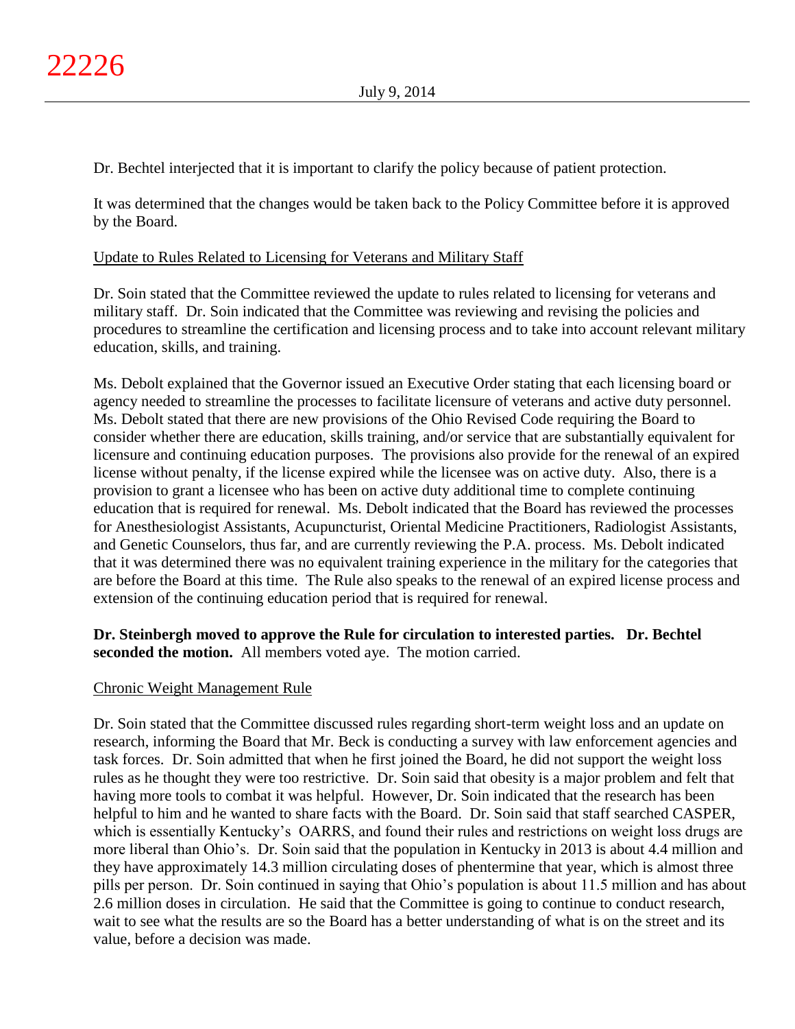Dr. Bechtel interjected that it is important to clarify the policy because of patient protection.

It was determined that the changes would be taken back to the Policy Committee before it is approved by the Board.

Update to Rules Related to Licensing for Veterans and Military Staff

Dr. Soin stated that the Committee reviewed the update to rules related to licensing for veterans and military staff. Dr. Soin indicated that the Committee was reviewing and revising the policies and procedures to streamline the certification and licensing process and to take into account relevant military education, skills, and training.

Ms. Debolt explained that the Governor issued an Executive Order stating that each licensing board or agency needed to streamline the processes to facilitate licensure of veterans and active duty personnel. Ms. Debolt stated that there are new provisions of the Ohio Revised Code requiring the Board to consider whether there are education, skills training, and/or service that are substantially equivalent for licensure and continuing education purposes. The provisions also provide for the renewal of an expired license without penalty, if the license expired while the licensee was on active duty. Also, there is a provision to grant a licensee who has been on active duty additional time to complete continuing education that is required for renewal. Ms. Debolt indicated that the Board has reviewed the processes for Anesthesiologist Assistants, Acupuncturist, Oriental Medicine Practitioners, Radiologist Assistants, and Genetic Counselors, thus far, and are currently reviewing the P.A. process. Ms. Debolt indicated that it was determined there was no equivalent training experience in the military for the categories that are before the Board at this time. The Rule also speaks to the renewal of an expired license process and extension of the continuing education period that is required for renewal.

**Dr. Steinbergh moved to approve the Rule for circulation to interested parties. Dr. Bechtel seconded the motion.** All members voted aye. The motion carried.

Chronic Weight Management Rule

Dr. Soin stated that the Committee discussed rules regarding short-term weight loss and an update on research, informing the Board that Mr. Beck is conducting a survey with law enforcement agencies and task forces. Dr. Soin admitted that when he first joined the Board, he did not support the weight loss rules as he thought they were too restrictive. Dr. Soin said that obesity is a major problem and felt that having more tools to combat it was helpful. However, Dr. Soin indicated that the research has been helpful to him and he wanted to share facts with the Board. Dr. Soin said that staff searched CASPER, which is essentially Kentucky's OARRS, and found their rules and restrictions on weight loss drugs are more liberal than Ohio's. Dr. Soin said that the population in Kentucky in 2013 is about 4.4 million and they have approximately 14.3 million circulating doses of phentermine that year, which is almost three pills per person. Dr. Soin continued in saying that Ohio's population is about 11.5 million and has about 2.6 million doses in circulation. He said that the Committee is going to continue to conduct research, wait to see what the results are so the Board has a better understanding of what is on the street and its value, before a decision was made.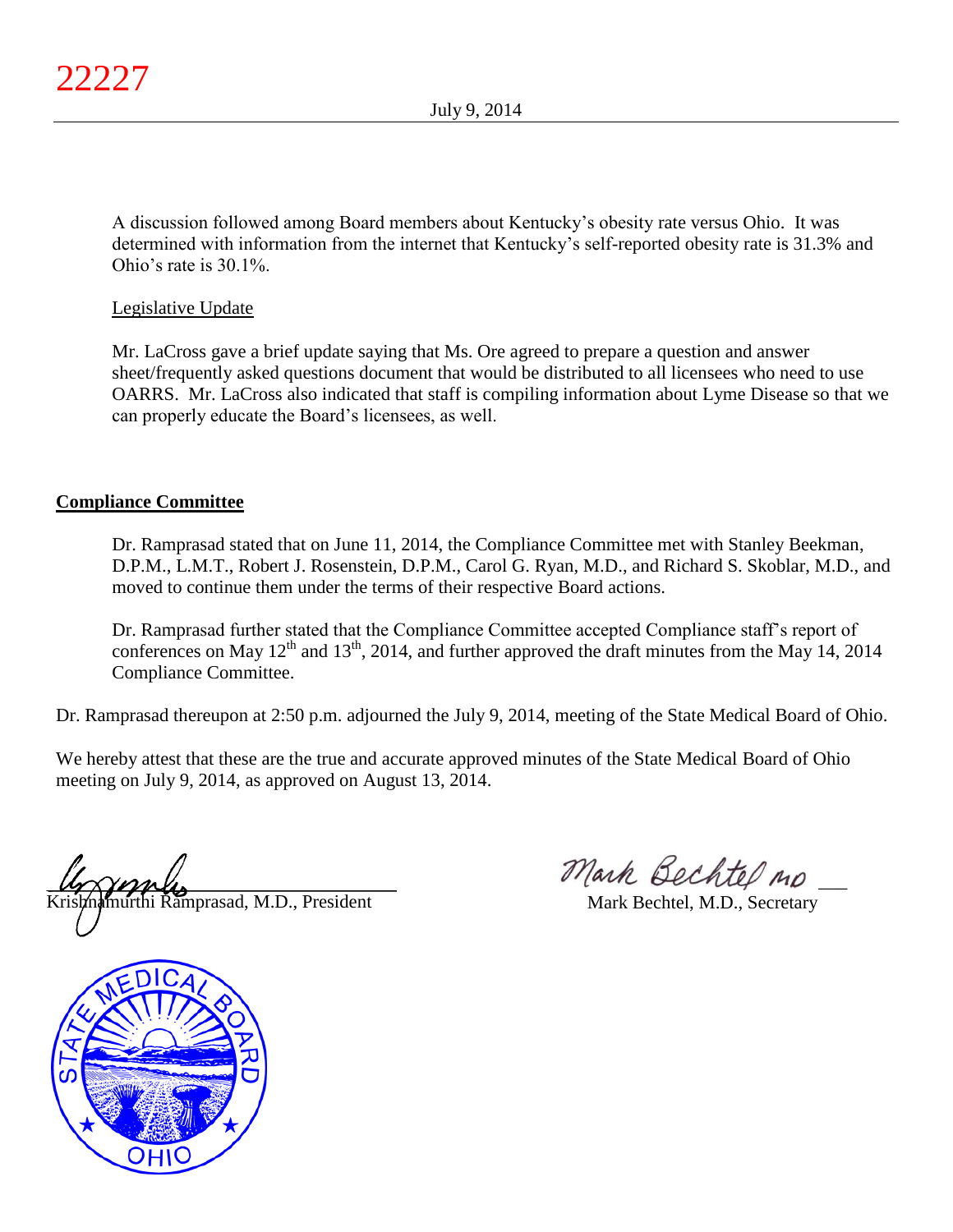A discussion followed among Board members about Kentucky's obesity rate versus Ohio. It was determined with information from the internet that Kentucky's self-reported obesity rate is 31.3% and Ohio's rate is 30.1%.

Legislative Update

Mr. LaCross gave a brief update saying that Ms. Ore agreed to prepare a question and answer sheet/frequently asked questions document that would be distributed to all licensees who need to use OARRS. Mr. LaCross also indicated that staff is compiling information about Lyme Disease so that we can properly educate the Board's licensees, as well.

## Compliance Committee

Dr. Ramprasad stated that on June 11, 2014, the Compliance Committee met with Stanley Beekman, D.P.M., L.M.T., Robert J. Rosenstein, D.P.M., Carol G. Ryan, M.D., and Richard S. Skoblar, M.D., and moved to continue them under the terms of their respective Board actions.

Dr. Ramprasad further stated that the Compliance Committee accepted Compliance staff's report of conferences on May 12th and 13th, 2014, and further approved the draft minutes from the May 14, 2014 Compliance Committee.

Dr. Ramprasad thereupon at 2:50 p.m. adjourned the July 9, 2014, meeting of the State Medical Board of Ohio.

We hereby attest that these are the true and accurate approved minutes of the State Medical Board of Ohio meeting on July 9, 2014, as approved on August 13, 2014.

Krishnamurthi Ramprasad, M.D., President

Mark Bechtel, M.D., Secretary